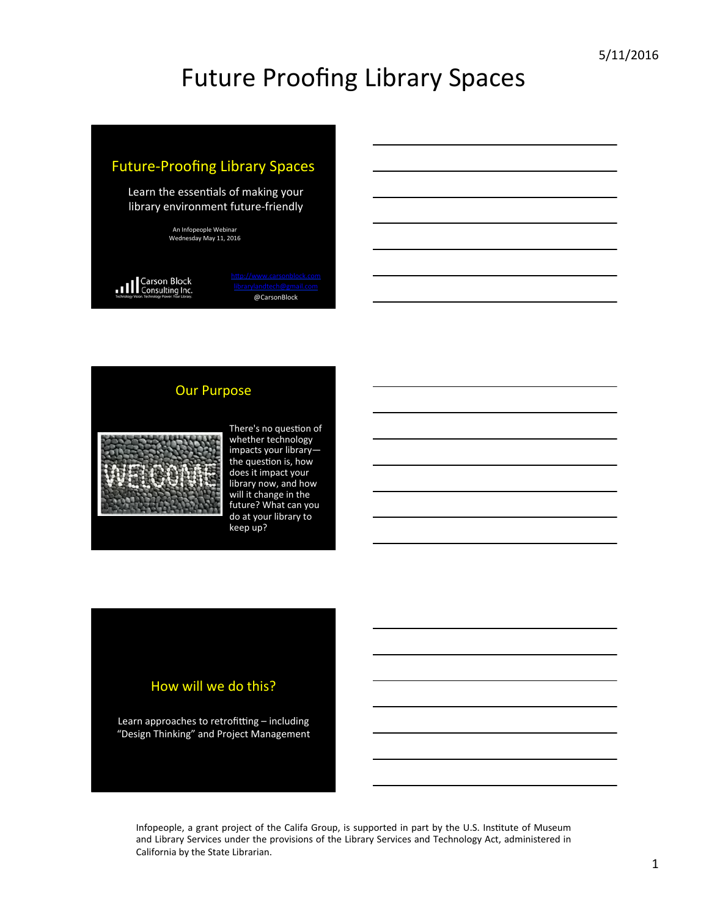# Future Proofing Library Spaces

## Future-Proofing Library Spaces

Learn the essentials of making your library environment future-friendly

An Infopeople Webinar
Wednesday May 11, 2016

Carson Block Consulting Inc.
Technology Vision. Technology Power. Your Library.

http://www.carsonblock.com
librarytech@gmail.com
@CarsonBlock

## Our Purpose

WELCOME

There's no question of whether technology impacts your library—the question is, how does it impact your library now, and how will it change in the future? What can you do at your library to keep up?

## How will we do this?

Learn approaches to retrofitting – including "Design Thinking" and Project Management

Infopeople, a grant project of the Califa Group, is supported in part by the U.S. Institute of Museum and Library Services under the provisions of the Library Services and Technology Act, administered in California by the State Librarian.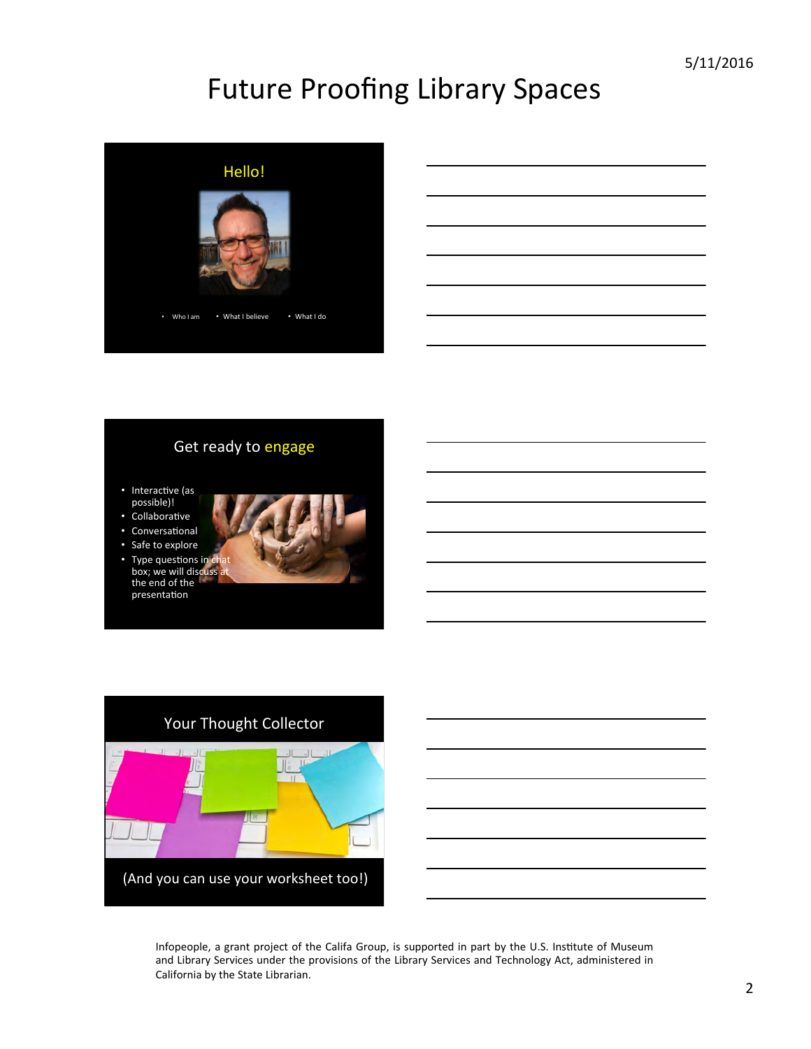# Future Proofing Library Spaces

## Hello!

- Who I am
- What I believe
- What I do

## Get ready to engage

- Interactive (as possible)!
- Collaborative
- Conversational
- Safe to explore
- Type questions in chat box; we will discuss at the end of the presentation

## Your Thought Collector

(And you can use your worksheet too!)

Infopeople, a grant project of the Califa Group, is supported in part by the U.S. Institute of Museum and Library Services under the provisions of the Library Services and Technology Act, administered in California by the State Librarian.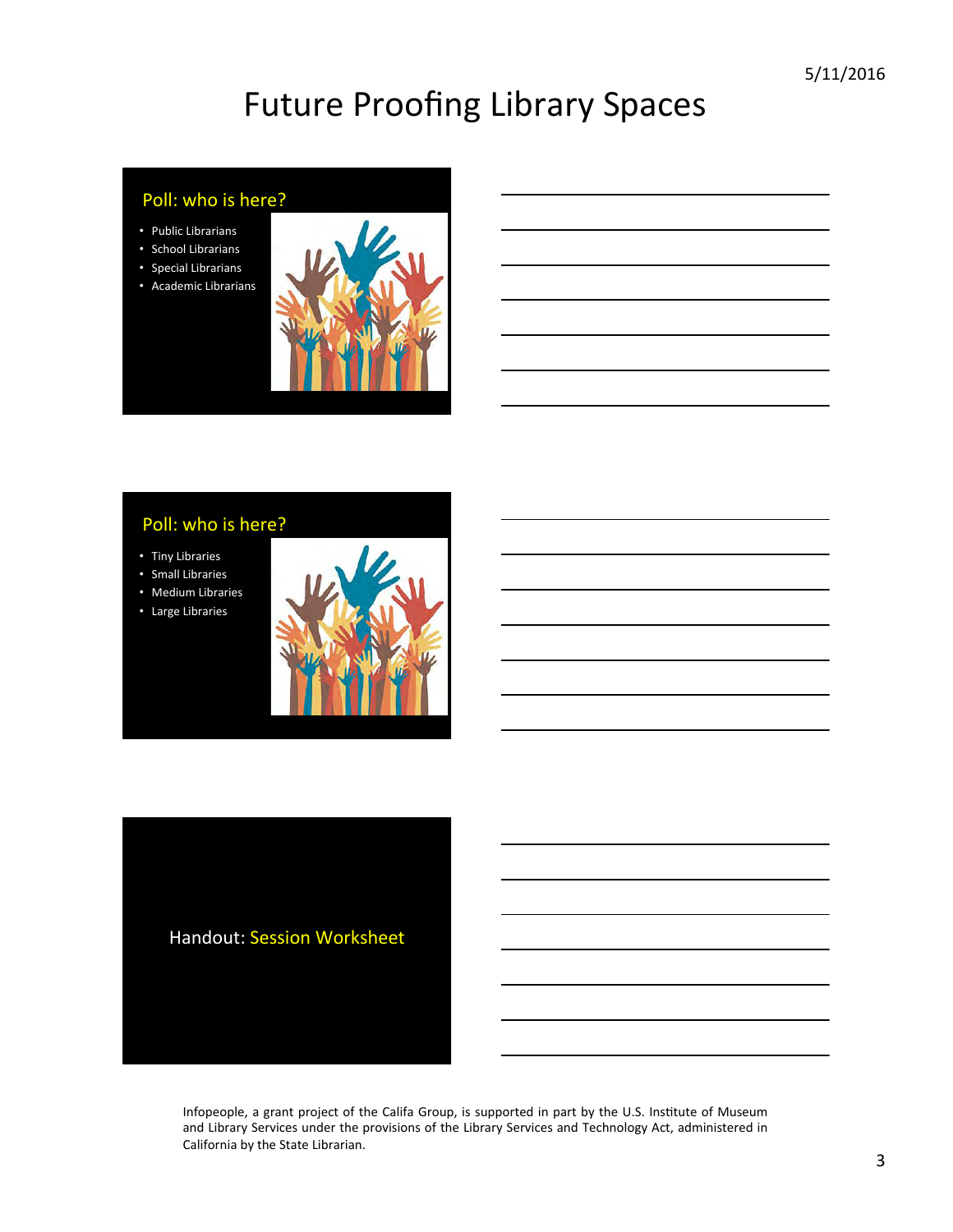# Future Proofing Library Spaces

## Poll: who is here?

- Public Librarians
- School Librarians
- Special Librarians
- Academic Librarians

## Poll: who is here?

- Tiny Libraries
- Small Libraries
- Medium Libraries
- Large Libraries

Handout: Session Worksheet

Infopeople, a grant project of the Califa Group, is supported in part by the U.S. Institute of Museum and Library Services under the provisions of the Library Services and Technology Act, administered in California by the State Librarian.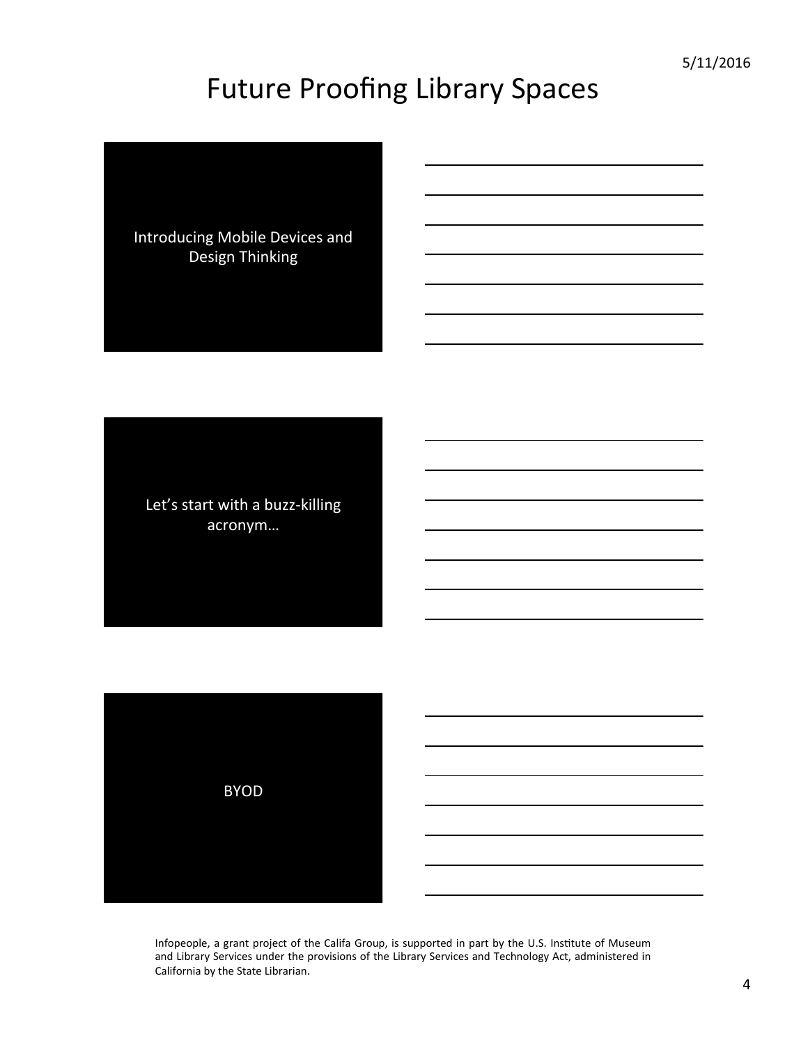Introducing Mobile Devices and Design Thinking

Let's start with a buzz-killing acronym…

BYOD

Infopeople, a grant project of the Califa Group, is supported in part by the U.S. Institute of Museum and Library Services under the provisions of the Library Services and Technology Act, administered in California by the State Librarian.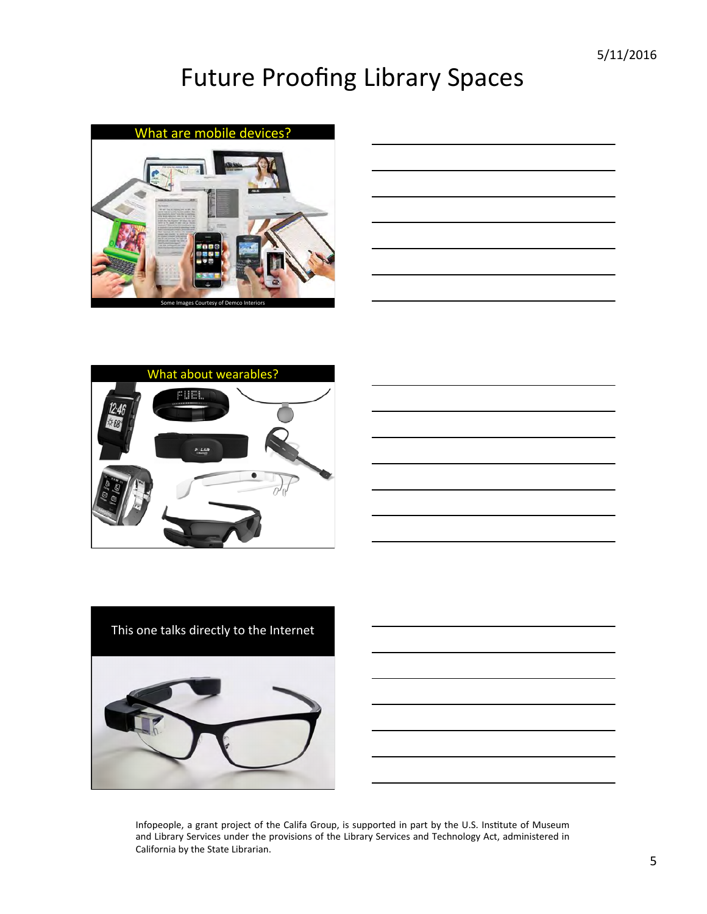# Future Proofing Library Spaces

What are mobile devices?

Some Images Courtesy of Demco Interiors

What about wearables?

This one talks directly to the Internet

Infopeople, a grant project of the Califa Group, is supported in part by the U.S. Institute of Museum and Library Services under the provisions of the Library Services and Technology Act, administered in California by the State Librarian.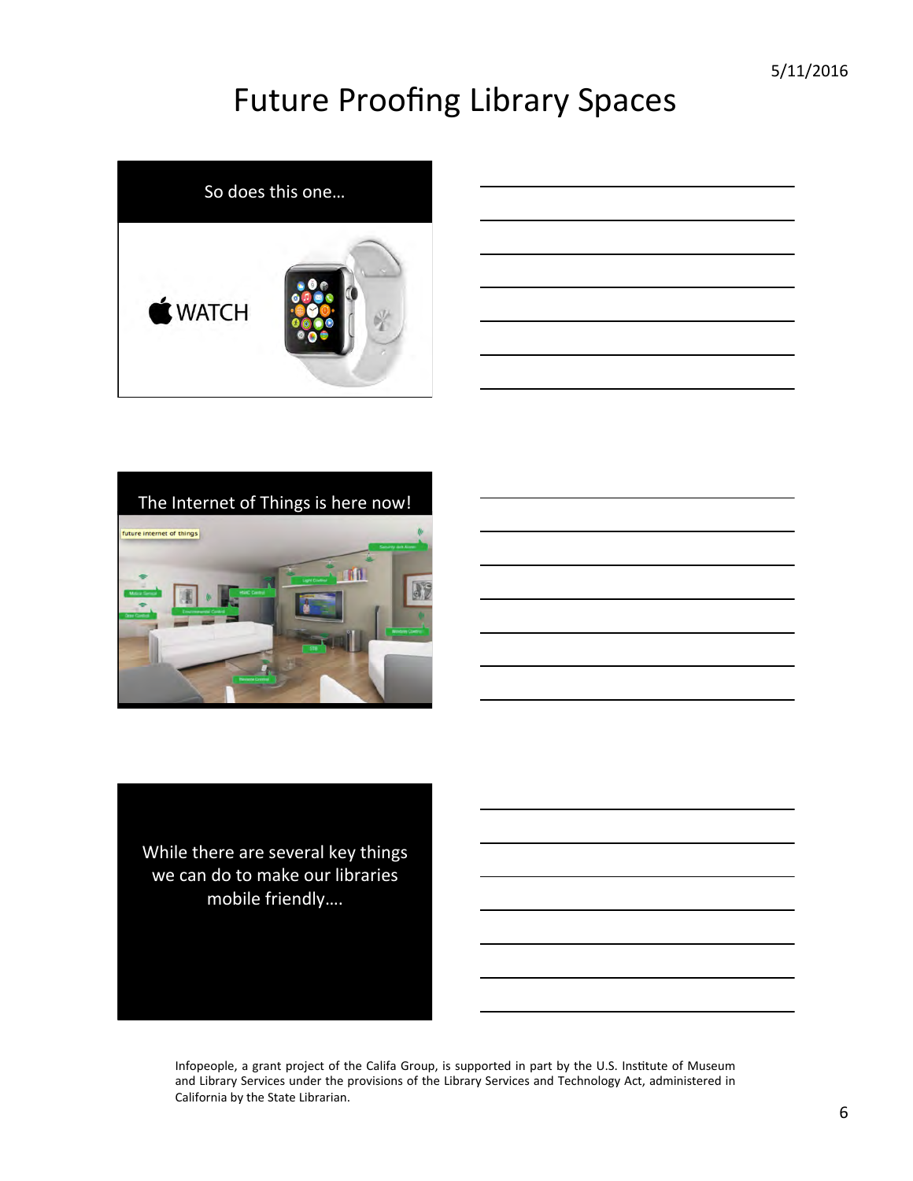# Future Proofing Library Spaces

So does this one…

WATCH

The Internet of Things is here now!

While there are several key things we can do to make our libraries mobile friendly….

Infopeople, a grant project of the Califa Group, is supported in part by the U.S. Institute of Museum and Library Services under the provisions of the Library Services and Technology Act, administered in California by the State Librarian.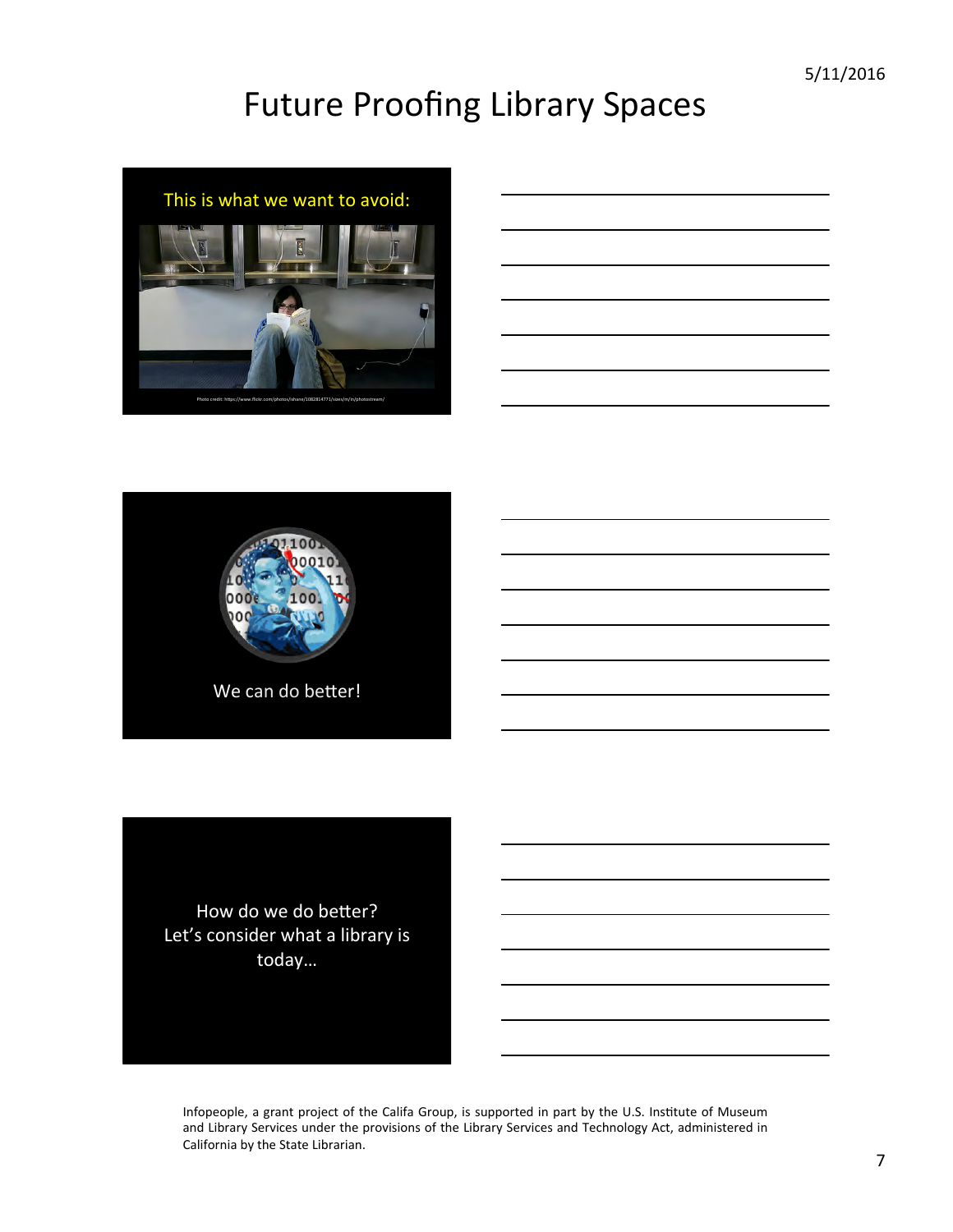# Future Proofing Library Spaces

This is what we want to avoid:

Photo credit: https://www.flickr.com/photos/ishane/1082814771/sizes/m/in/photostream/

We can do better!

How do we do better?
Let's consider what a library is today…

Infopeople, a grant project of the Califa Group, is supported in part by the U.S. Institute of Museum and Library Services under the provisions of the Library Services and Technology Act, administered in California by the State Librarian.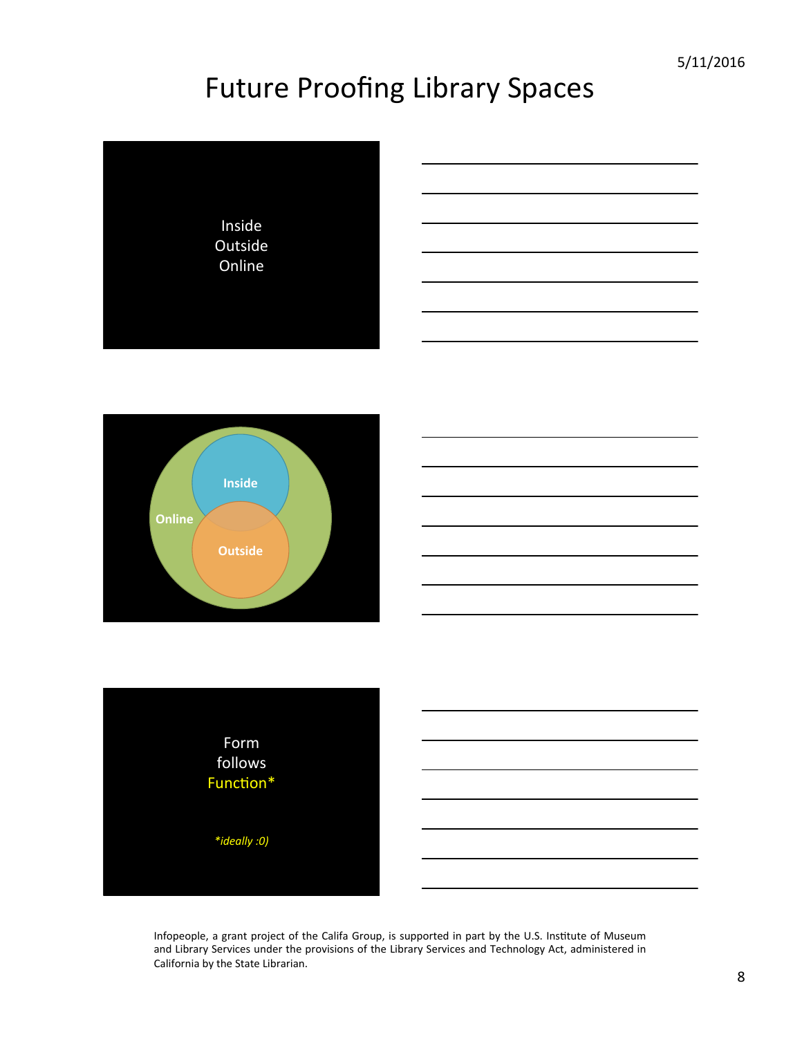# Future Proofing Library Spaces

Inside
Outside
Online

Inside

Online

Outside

Form
follows
Function*

*\*ideally :0)*

Infopeople, a grant project of the Califa Group, is supported in part by the U.S. Institute of Museum and Library Services under the provisions of the Library Services and Technology Act, administered in California by the State Librarian.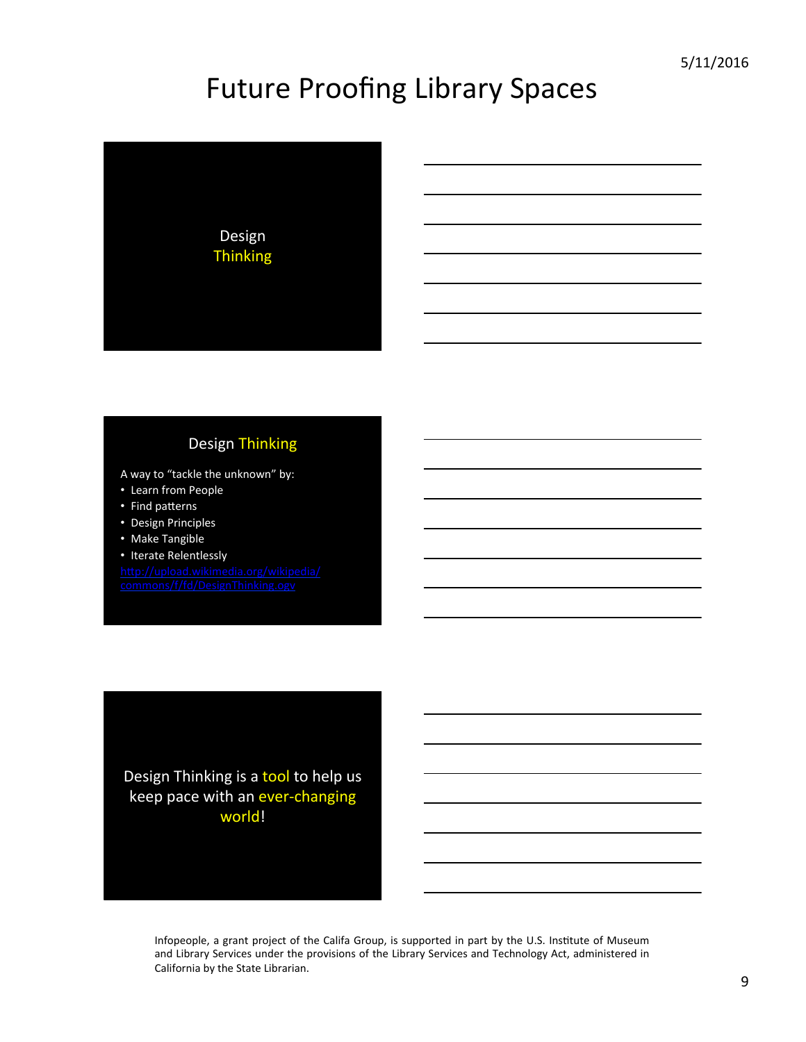# Future Proofing Library Spaces

## Design Thinking

## Design Thinking

A way to "tackle the unknown" by:

- Learn from People
- Find patterns
- Design Principles
- Make Tangible
- Iterate Relentlessly

http://upload.wikimedia.org/wikipedia/commons/f/fd/DesignThinking.ogv

Design Thinking is a tool to help us keep pace with an ever-changing world!

Infopeople, a grant project of the Califa Group, is supported in part by the U.S. Institute of Museum and Library Services under the provisions of the Library Services and Technology Act, administered in California by the State Librarian.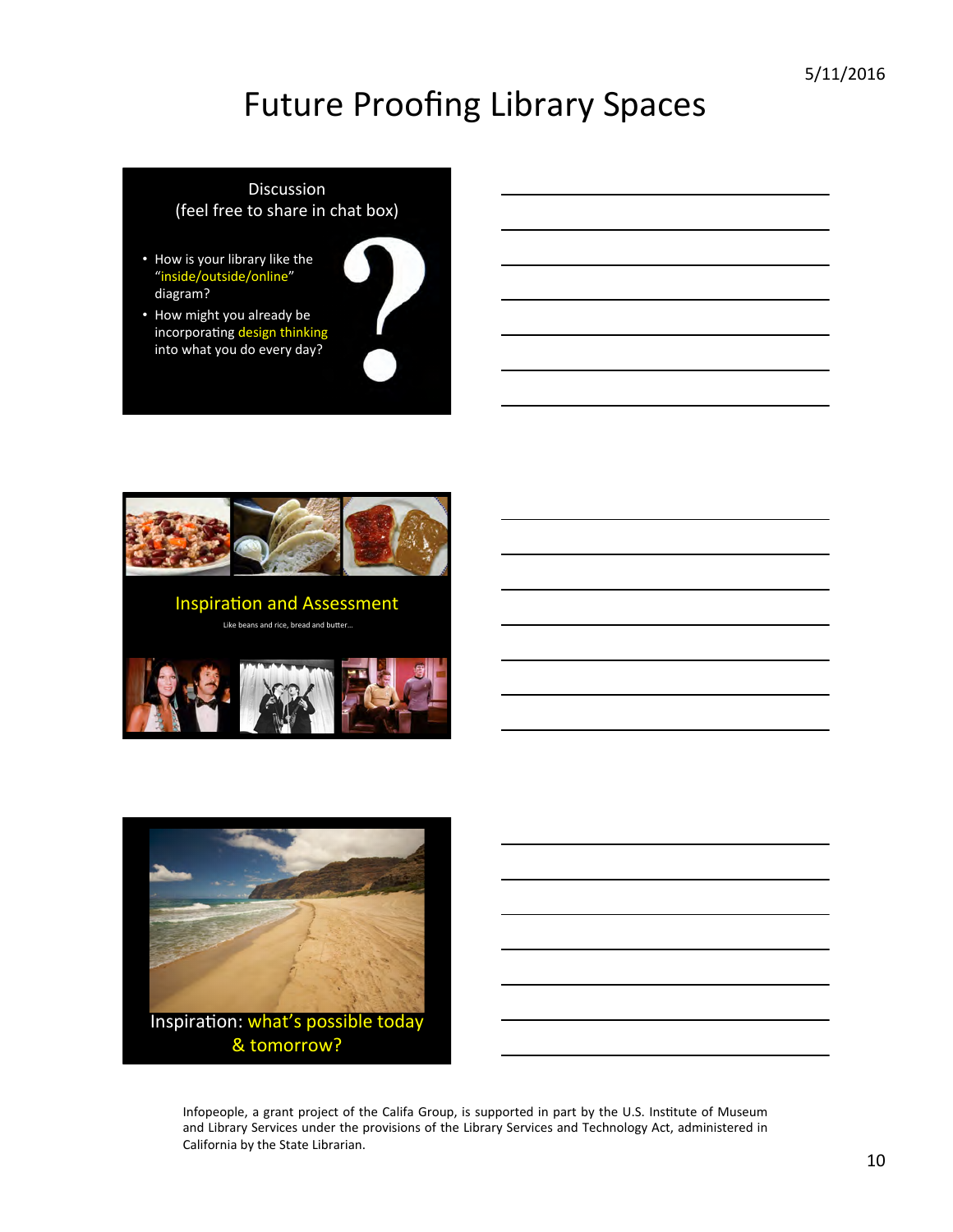# Future Proofing Library Spaces

Discussion
(feel free to share in chat box)

- How is your library like the "inside/outside/online" diagram?
- How might you already be incorporating design thinking into what you do every day?

Inspiration and Assessment

Like beans and rice, bread and butter…

Inspiration: what's possible today & tomorrow?

Infopeople, a grant project of the Califa Group, is supported in part by the U.S. Institute of Museum and Library Services under the provisions of the Library Services and Technology Act, administered in California by the State Librarian.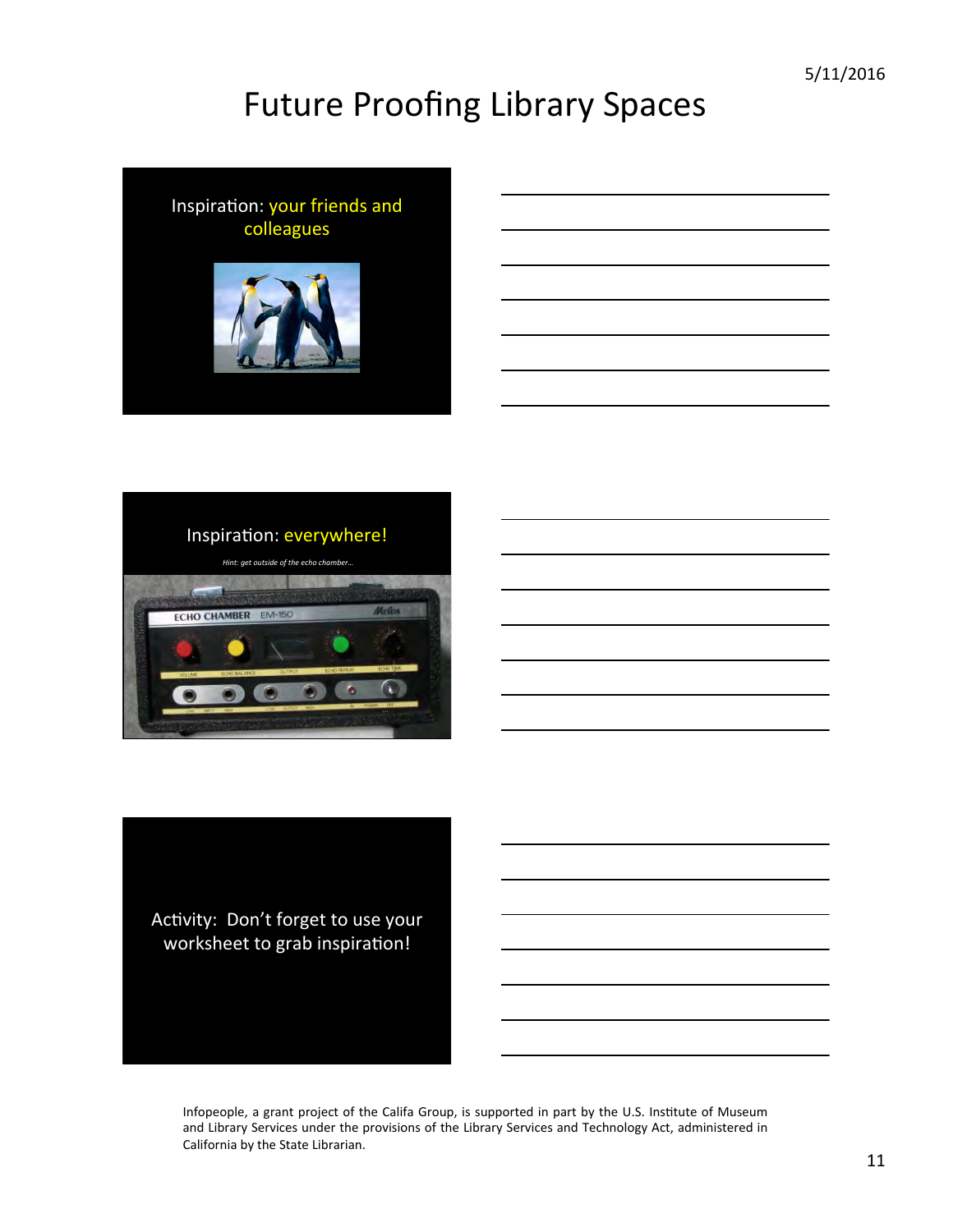# Future Proofing Library Spaces

Inspiration: your friends and colleagues

Inspiration: everywhere!

*Hint: get outside of the echo chamber…*

Activity: Don't forget to use your worksheet to grab inspiration!

Infopeople, a grant project of the Califa Group, is supported in part by the U.S. Institute of Museum and Library Services under the provisions of the Library Services and Technology Act, administered in California by the State Librarian.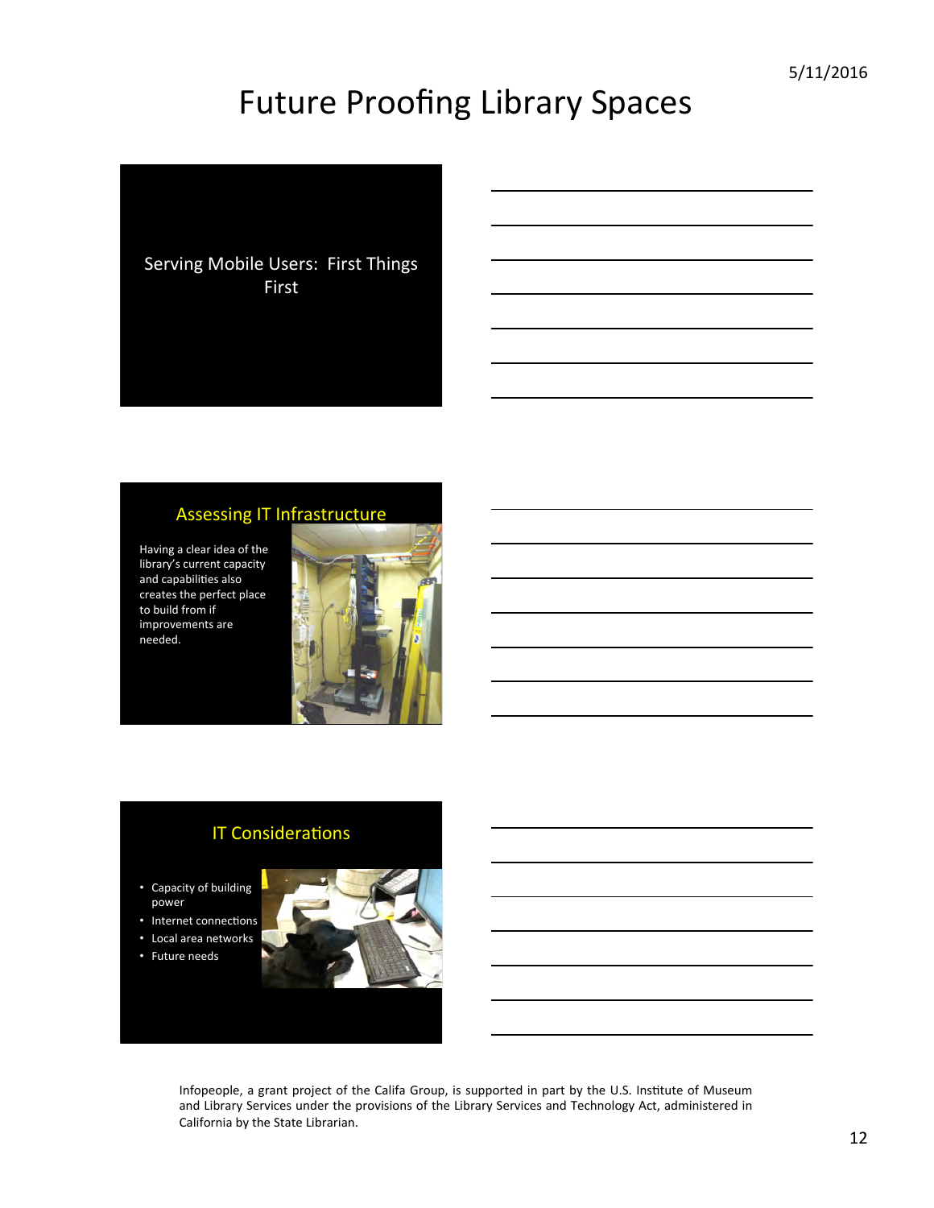# Future Proofing Library Spaces

Serving Mobile Users: First Things First

## Assessing IT Infrastructure

Having a clear idea of the library's current capacity and capabilities also creates the perfect place to build from if improvements are needed.

## IT Considerations

- Capacity of building power
- Internet connections
- Local area networks
- Future needs

Infopeople, a grant project of the Califa Group, is supported in part by the U.S. Institute of Museum and Library Services under the provisions of the Library Services and Technology Act, administered in California by the State Librarian.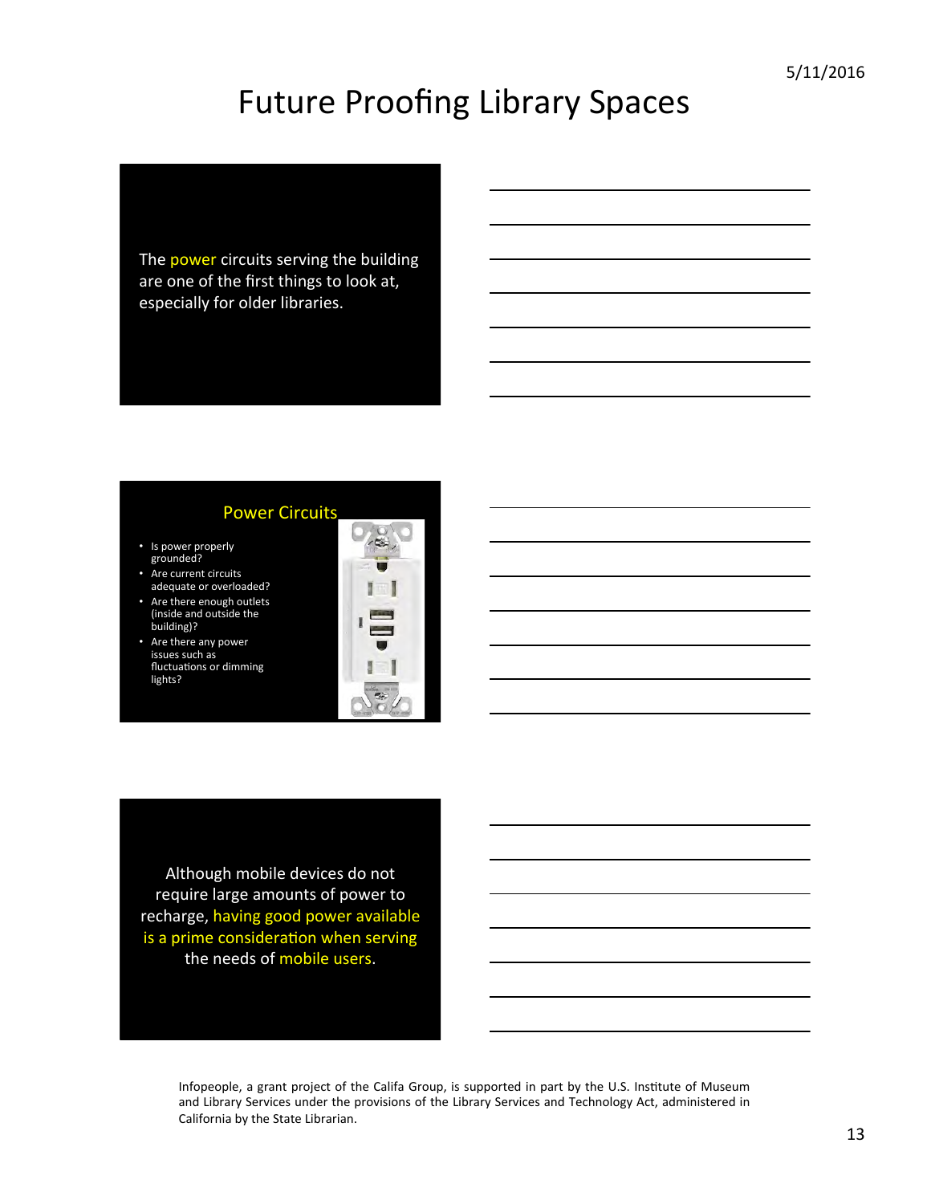# Future Proofing Library Spaces

The power circuits serving the building are one of the first things to look at, especially for older libraries.

## Power Circuits

- Is power properly grounded?
- Are current circuits adequate or overloaded?
- Are there enough outlets (inside and outside the building)?
- Are there any power issues such as fluctuations or dimming lights?

Although mobile devices do not require large amounts of power to recharge, having good power available is a prime consideration when serving the needs of mobile users.

Infopeople, a grant project of the Califa Group, is supported in part by the U.S. Institute of Museum and Library Services under the provisions of the Library Services and Technology Act, administered in California by the State Librarian.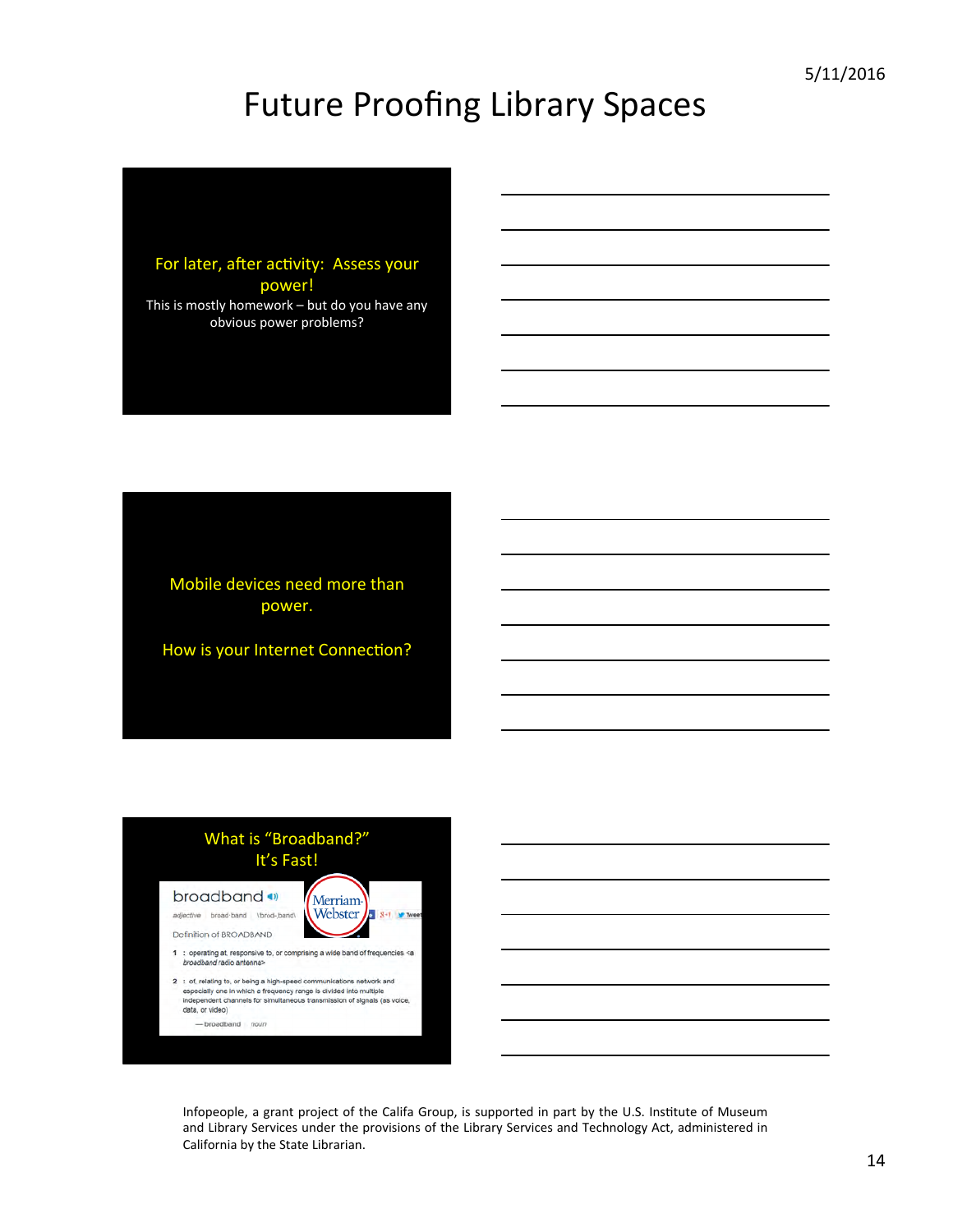# Future Proofing Library Spaces

For later, after activity: Assess your power!

This is mostly homework – but do you have any obvious power problems?

Mobile devices need more than power.

How is your Internet Connection?

What is "Broadband?"
It's Fast!

broadband

*adjective* broad·band \ˈbrȯd-ˌband\

Definition of BROADBAND

1 : operating at, responsive to, or comprising a wide band of frequencies <a *broadband* radio antenna>

2 : of, relating to, or being a high-speed communications network and especially one in which a frequency range is divided into multiple independent channels for simultaneous transmission of signals (as voice, data, or video)

— broadband *noun*

Merriam-Webster

Infopeople, a grant project of the Califa Group, is supported in part by the U.S. Institute of Museum and Library Services under the provisions of the Library Services and Technology Act, administered in California by the State Librarian.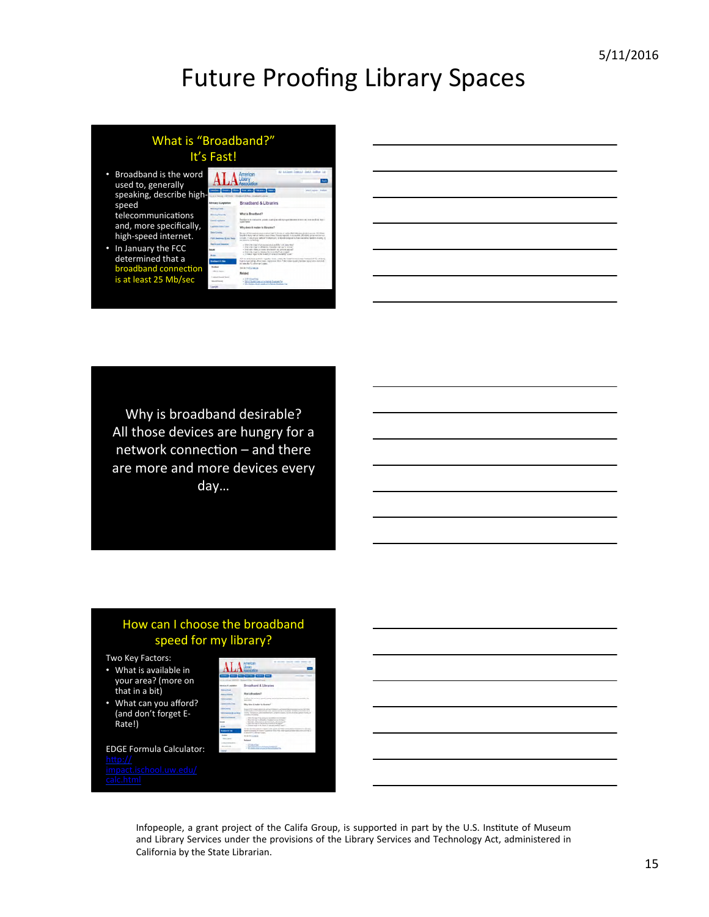# Future Proofing Library Spaces

## What is "Broadband?" It's Fast!

- Broadband is the word used to, generally speaking, describe high-speed telecommunications and, more specifically, high-speed internet.
- In January the FCC determined that a broadband connection is at least 25 Mb/sec

Why is broadband desirable? All those devices are hungry for a network connection – and there are more and more devices every day…

## How can I choose the broadband speed for my library?

Two Key Factors:

- What is available in your area? (more on that in a bit)
- What can you afford? (and don't forget E-Rate!)

EDGE Formula Calculator: http://impact.ischool.uw.edu/calc.html

Infopeople, a grant project of the Califa Group, is supported in part by the U.S. Institute of Museum and Library Services under the provisions of the Library Services and Technology Act, administered in California by the State Librarian.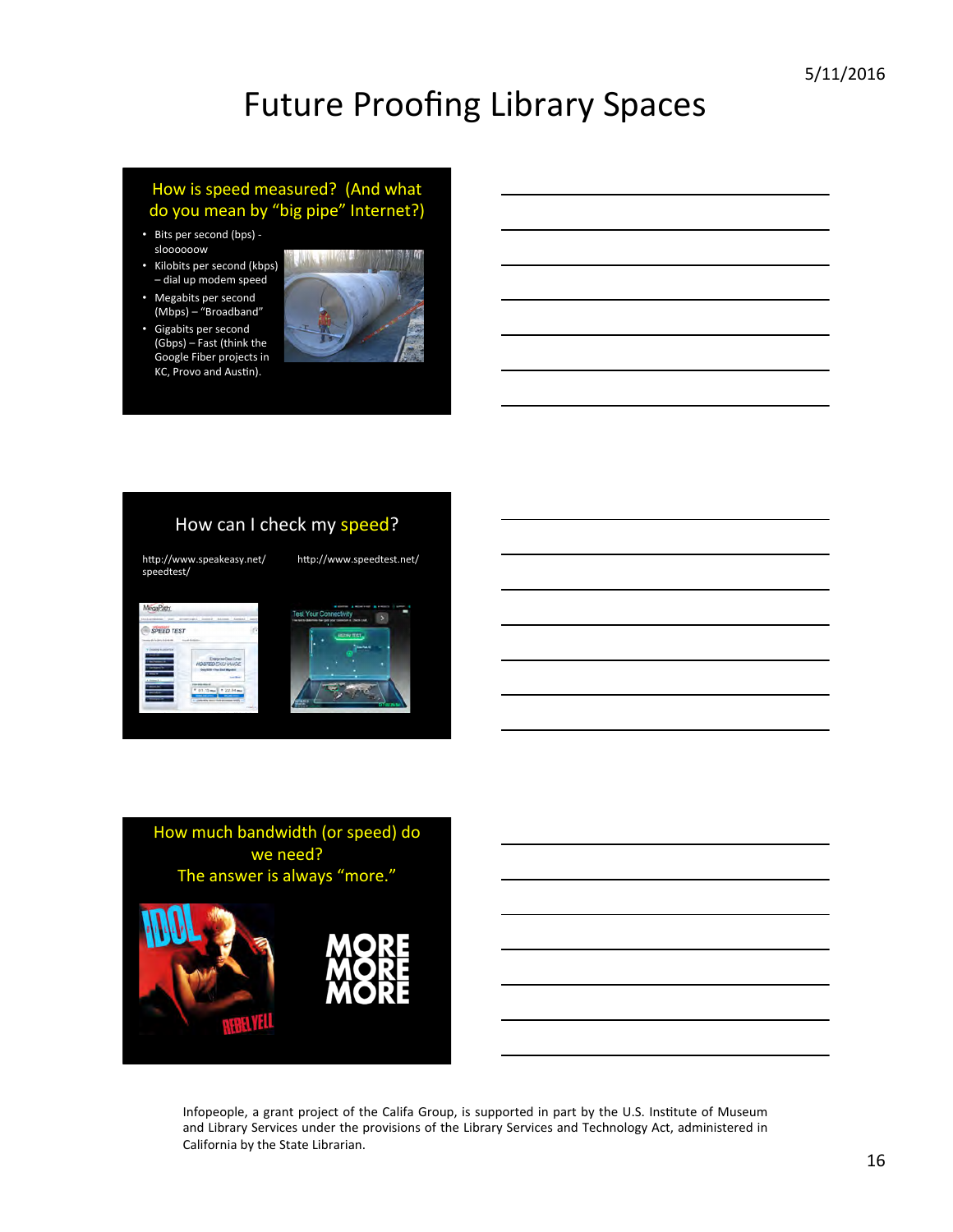# Future Proofing Library Spaces

## How is speed measured? (And what do you mean by "big pipe" Internet?)

- Bits per second (bps) - sloooooow
- Kilobits per second (kbps) – dial up modem speed
- Megabits per second (Mbps) – "Broadband"
- Gigabits per second (Gbps) – Fast (think the Google Fiber projects in KC, Provo and Austin).

## How can I check my speed?

http://www.speakeasy.net/speedtest/

http://www.speedtest.net/

## How much bandwidth (or speed) do we need? The answer is always "more."

Infopeople, a grant project of the Califa Group, is supported in part by the U.S. Institute of Museum and Library Services under the provisions of the Library Services and Technology Act, administered in California by the State Librarian.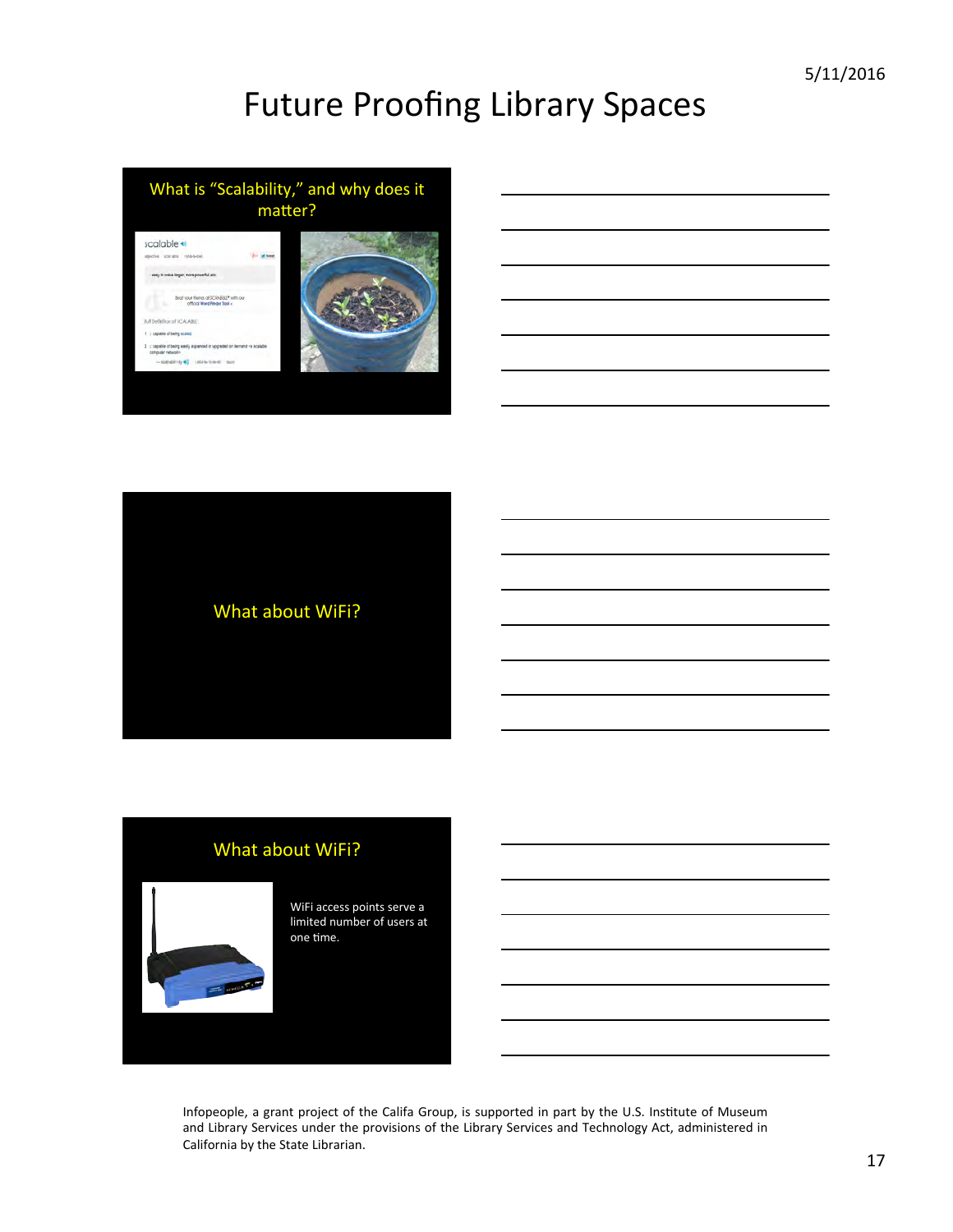# Future Proofing Library Spaces

## What is "Scalability," and why does it matter?

## What about WiFi?

## What about WiFi?

WiFi access points serve a limited number of users at one time.

Infopeople, a grant project of the Califa Group, is supported in part by the U.S. Institute of Museum and Library Services under the provisions of the Library Services and Technology Act, administered in California by the State Librarian.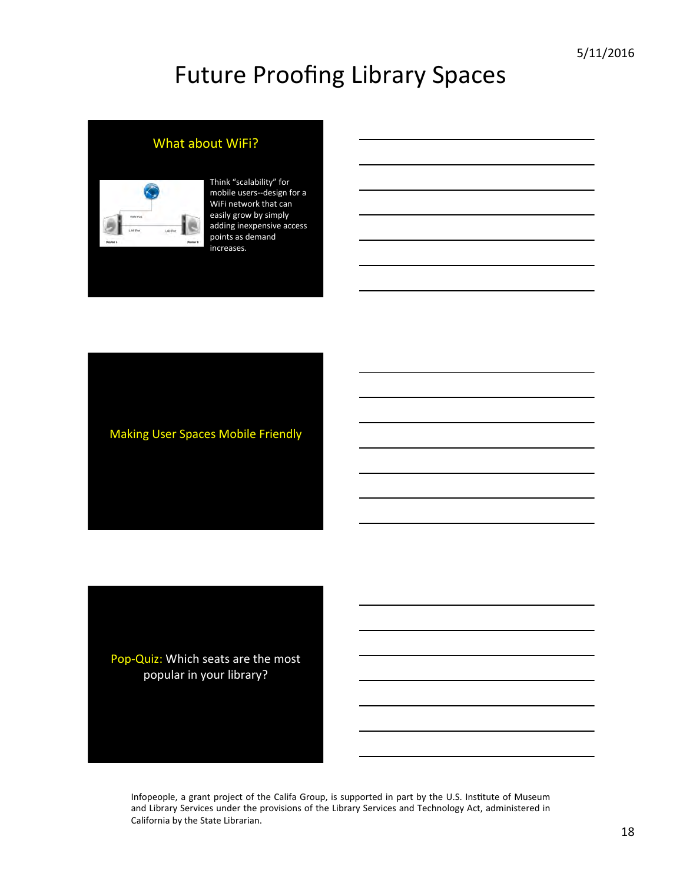# Future Proofing Library Spaces

## What about WiFi?

Think "scalability" for mobile users--design for a WiFi network that can easily grow by simply adding inexpensive access points as demand increases.

## Making User Spaces Mobile Friendly

## Pop-Quiz: Which seats are the most popular in your library?

Infopeople, a grant project of the Califa Group, is supported in part by the U.S. Institute of Museum and Library Services under the provisions of the Library Services and Technology Act, administered in California by the State Librarian.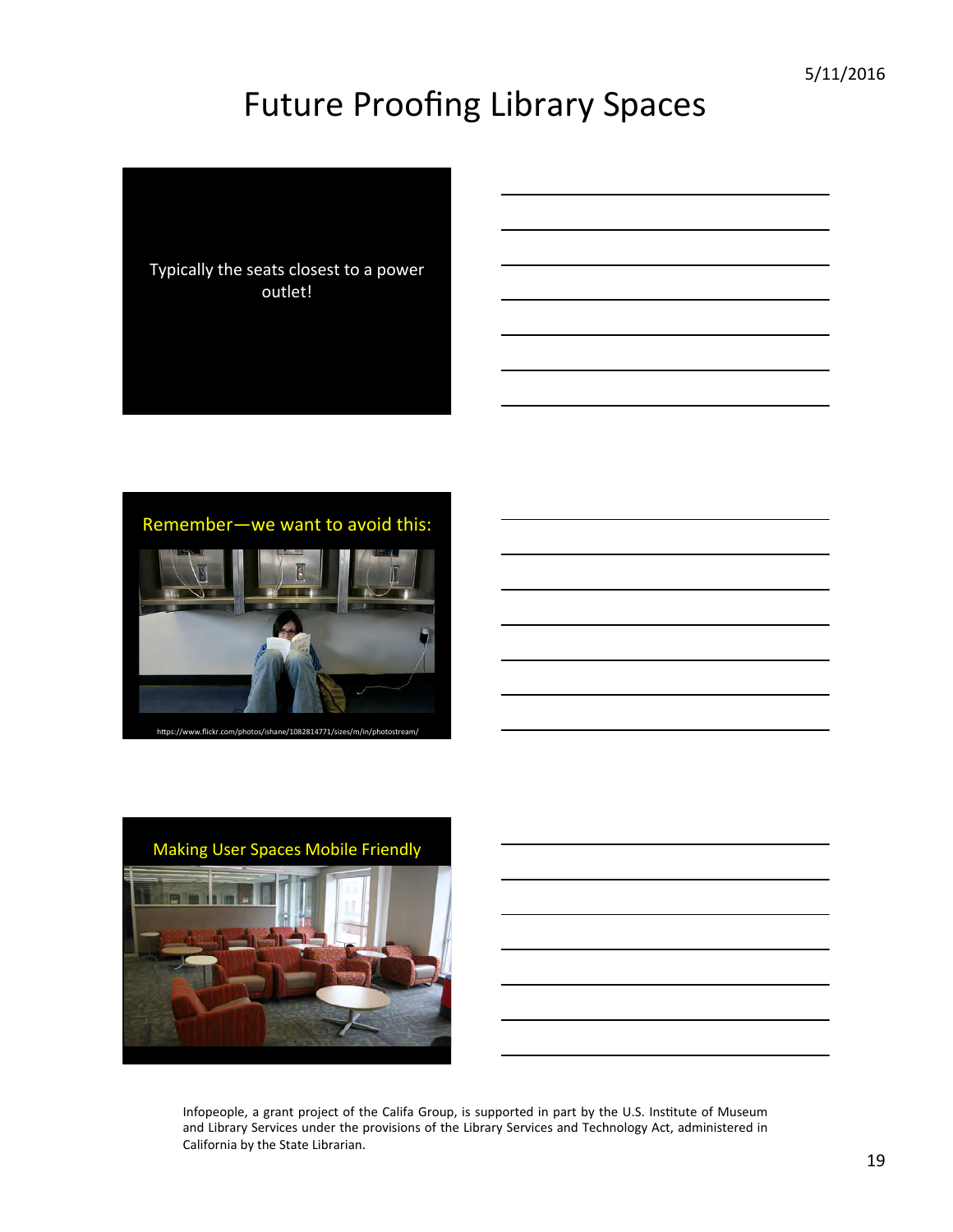# Future Proofing Library Spaces

Typically the seats closest to a power outlet!

Remember—we want to avoid this:

https://www.flickr.com/photos/ishane/1082814771/sizes/m/in/photostream/

Making User Spaces Mobile Friendly

Infopeople, a grant project of the Califa Group, is supported in part by the U.S. Institute of Museum and Library Services under the provisions of the Library Services and Technology Act, administered in California by the State Librarian.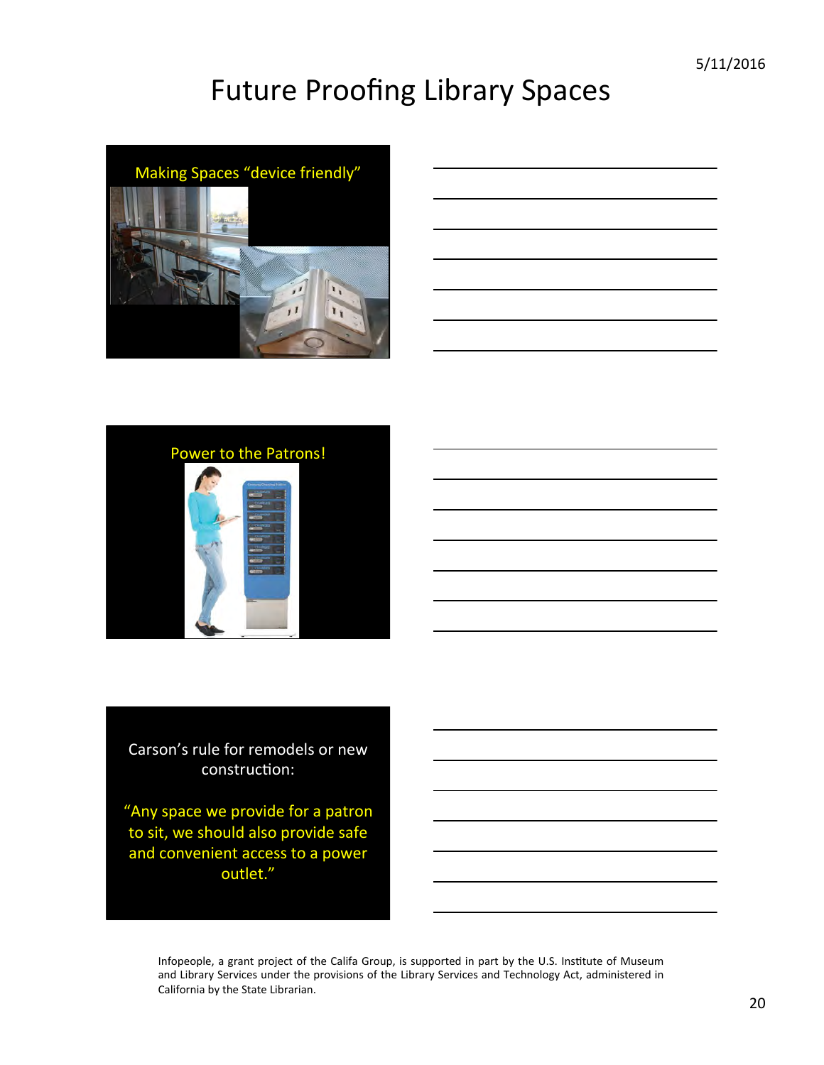# Future Proofing Library Spaces

Making Spaces "device friendly"

Power to the Patrons!

Carson's rule for remodels or new construction:

"Any space we provide for a patron to sit, we should also provide safe and convenient access to a power outlet."

Infopeople, a grant project of the Califa Group, is supported in part by the U.S. Institute of Museum and Library Services under the provisions of the Library Services and Technology Act, administered in California by the State Librarian.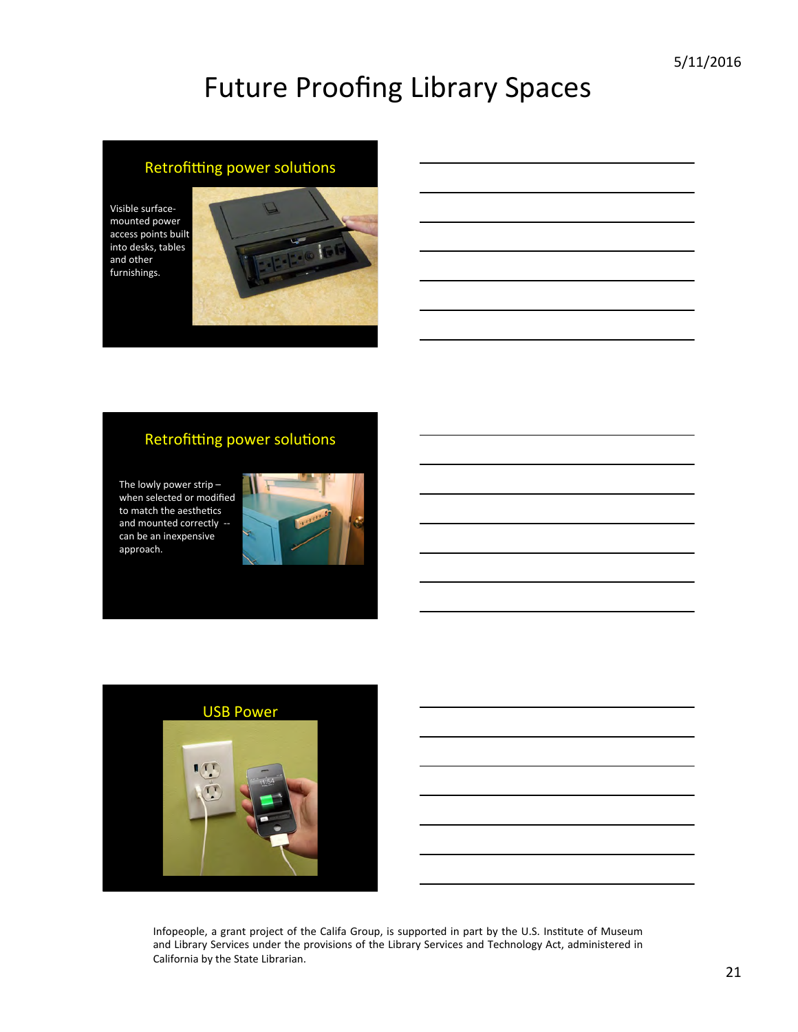# Future Proofing Library Spaces

## Retrofitting power solutions

Visible surface-mounted power access points built into desks, tables and other furnishings.

## Retrofitting power solutions

The lowly power strip – when selected or modified to match the aesthetics and mounted correctly -- can be an inexpensive approach.

## USB Power

Infopeople, a grant project of the Califa Group, is supported in part by the U.S. Institute of Museum and Library Services under the provisions of the Library Services and Technology Act, administered in California by the State Librarian.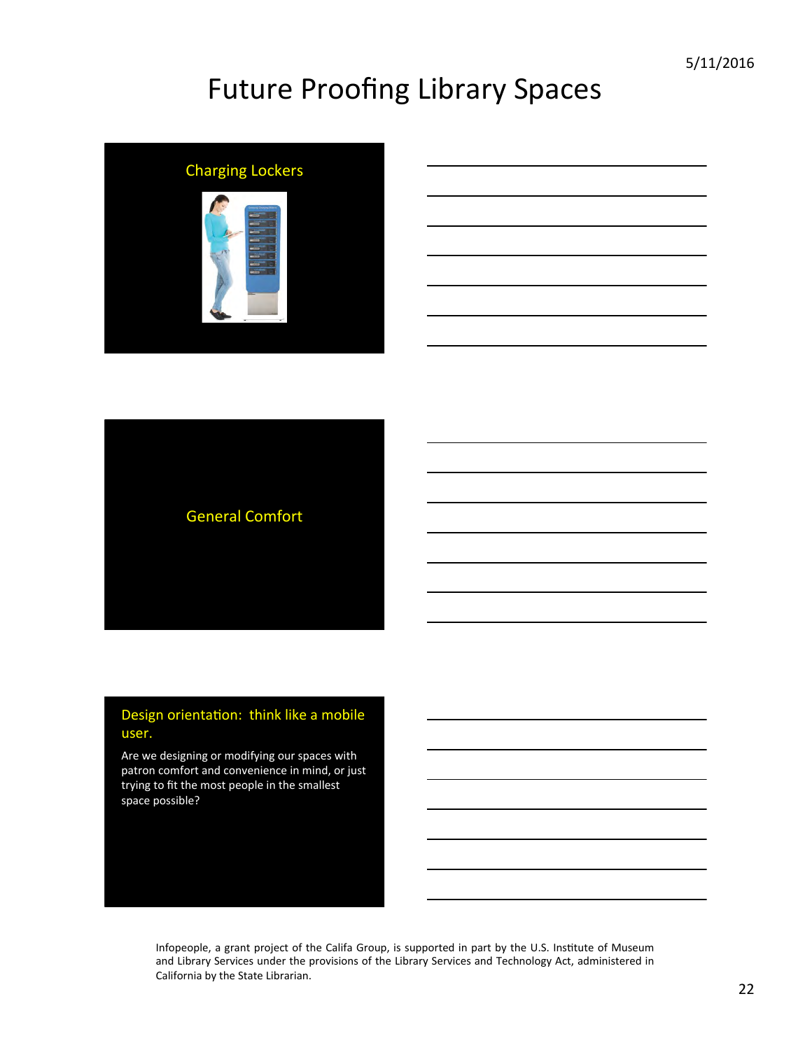# Future Proofing Library Spaces

## Charging Lockers

## General Comfort

## Design orientation: think like a mobile user.

Are we designing or modifying our spaces with patron comfort and convenience in mind, or just trying to fit the most people in the smallest space possible?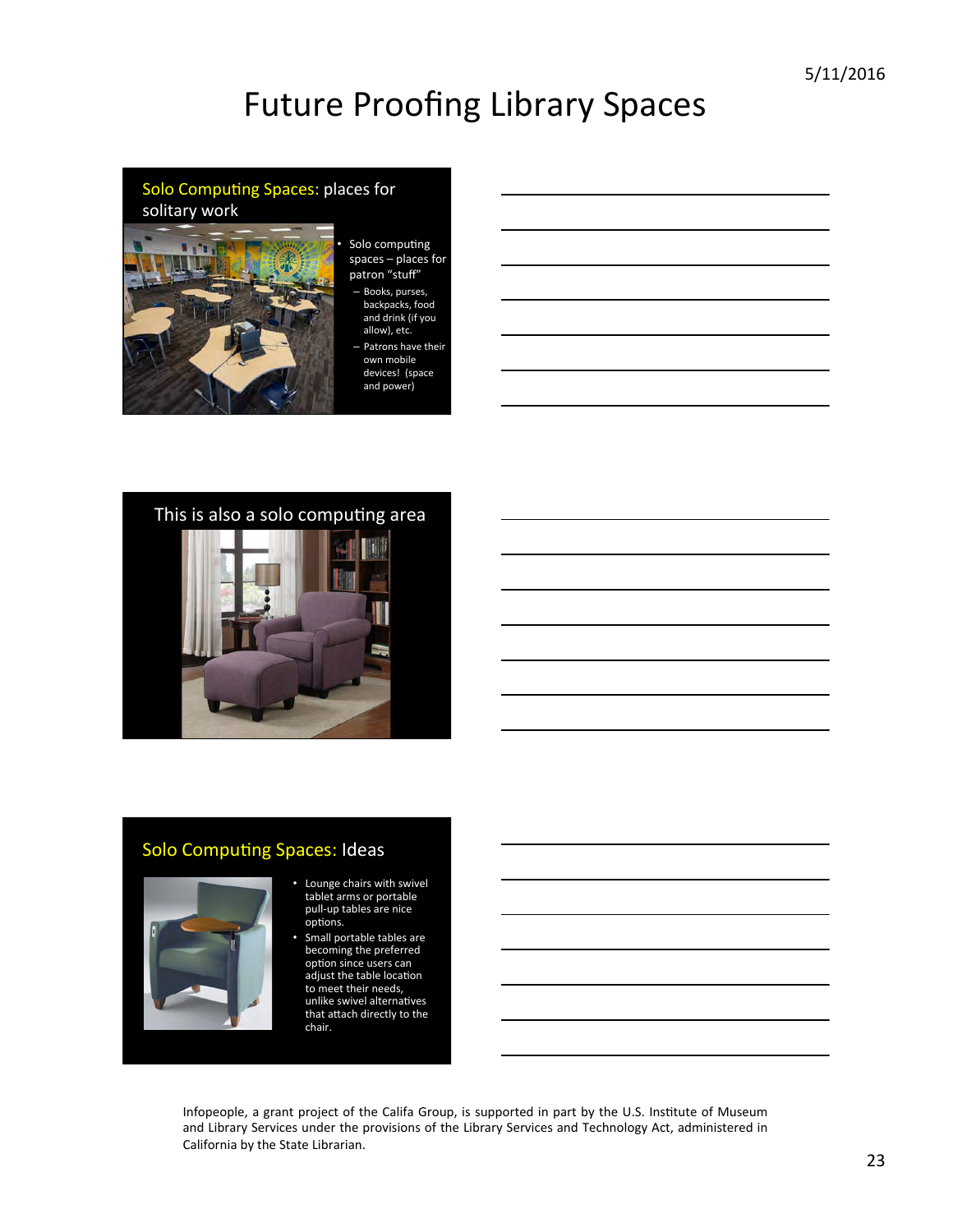# Future Proofing Library Spaces

## Solo Computing Spaces: places for solitary work

- Solo computing spaces – places for patron "stuff"
  - Books, purses, backpacks, food and drink (if you allow), etc.
  - Patrons have their own mobile devices! (space and power)

## This is also a solo computing area

## Solo Computing Spaces: Ideas

- Lounge chairs with swivel tablet arms or portable pull-up tables are nice options.
- Small portable tables are becoming the preferred option since users can adjust the table location to meet their needs, unlike swivel alternatives that attach directly to the chair.

Infopeople, a grant project of the Califa Group, is supported in part by the U.S. Institute of Museum and Library Services under the provisions of the Library Services and Technology Act, administered in California by the State Librarian.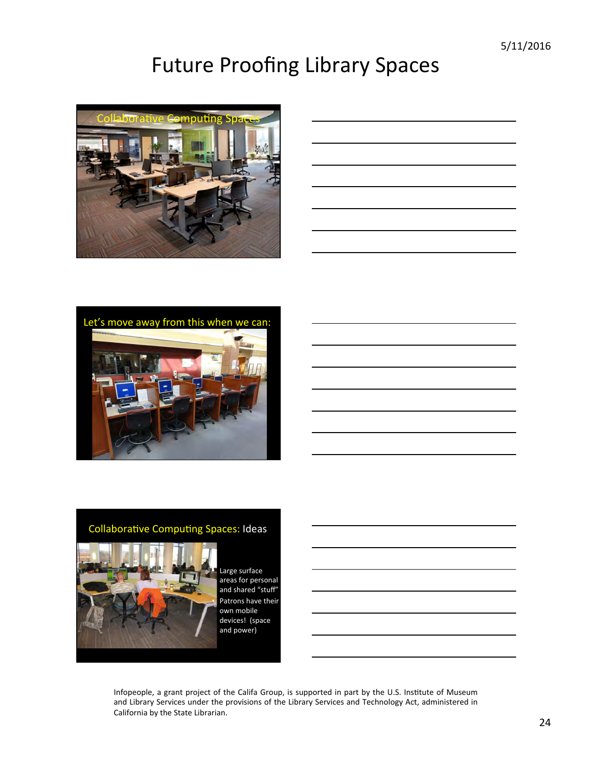# Future Proofing Library Spaces

Collaborative Computing Spaces

Let's move away from this when we can:

Collaborative Computing Spaces: Ideas

- Large surface areas for personal and shared "stuff"
- Patrons have their own mobile devices! (space and power)

Infopeople, a grant project of the Califa Group, is supported in part by the U.S. Institute of Museum and Library Services under the provisions of the Library Services and Technology Act, administered in California by the State Librarian.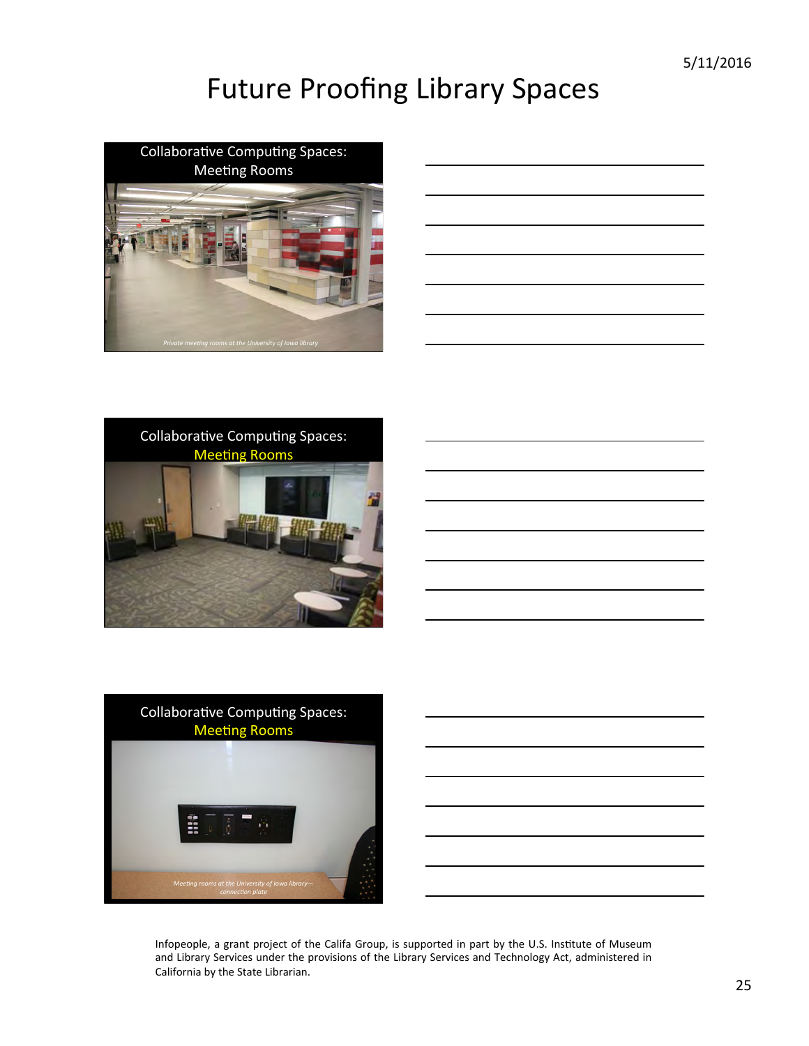# Future Proofing Library Spaces

Collaborative Computing Spaces: Meeting Rooms

*Private meeting rooms at the University of Iowa library*

Collaborative Computing Spaces: Meeting Rooms

Collaborative Computing Spaces: Meeting Rooms

*Meeting rooms at the University of Iowa library—connection plate*

Infopeople, a grant project of the Califa Group, is supported in part by the U.S. Institute of Museum and Library Services under the provisions of the Library Services and Technology Act, administered in California by the State Librarian.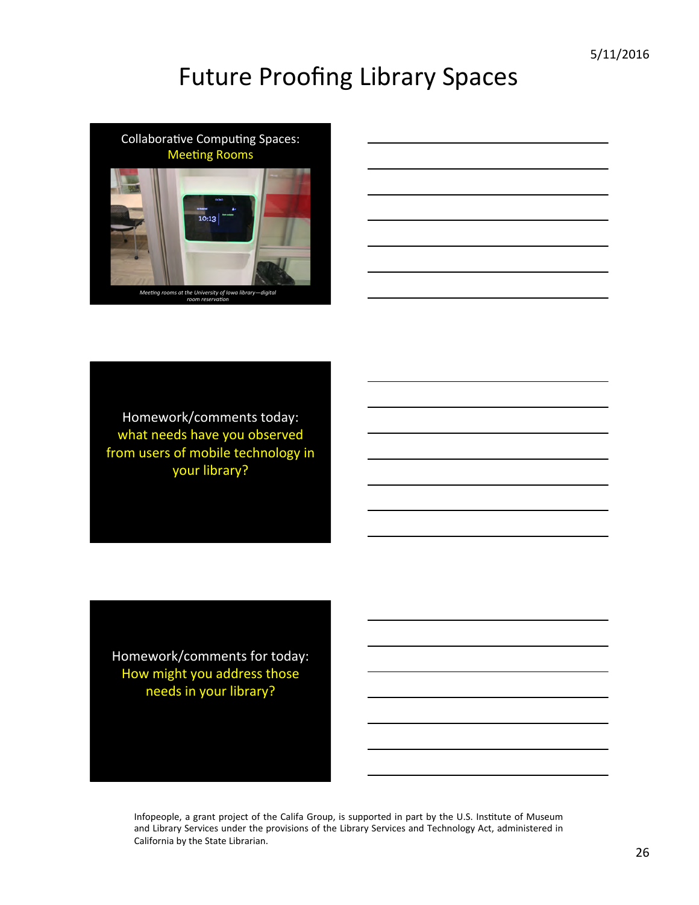# Future Proofing Library Spaces

Collaborative Computing Spaces: Meeting Rooms

*Meeting rooms at the University of Iowa library—digital room reservation*

Homework/comments today: what needs have you observed from users of mobile technology in your library?

Homework/comments for today: How might you address those needs in your library?

Infopeople, a grant project of the Califa Group, is supported in part by the U.S. Institute of Museum and Library Services under the provisions of the Library Services and Technology Act, administered in California by the State Librarian.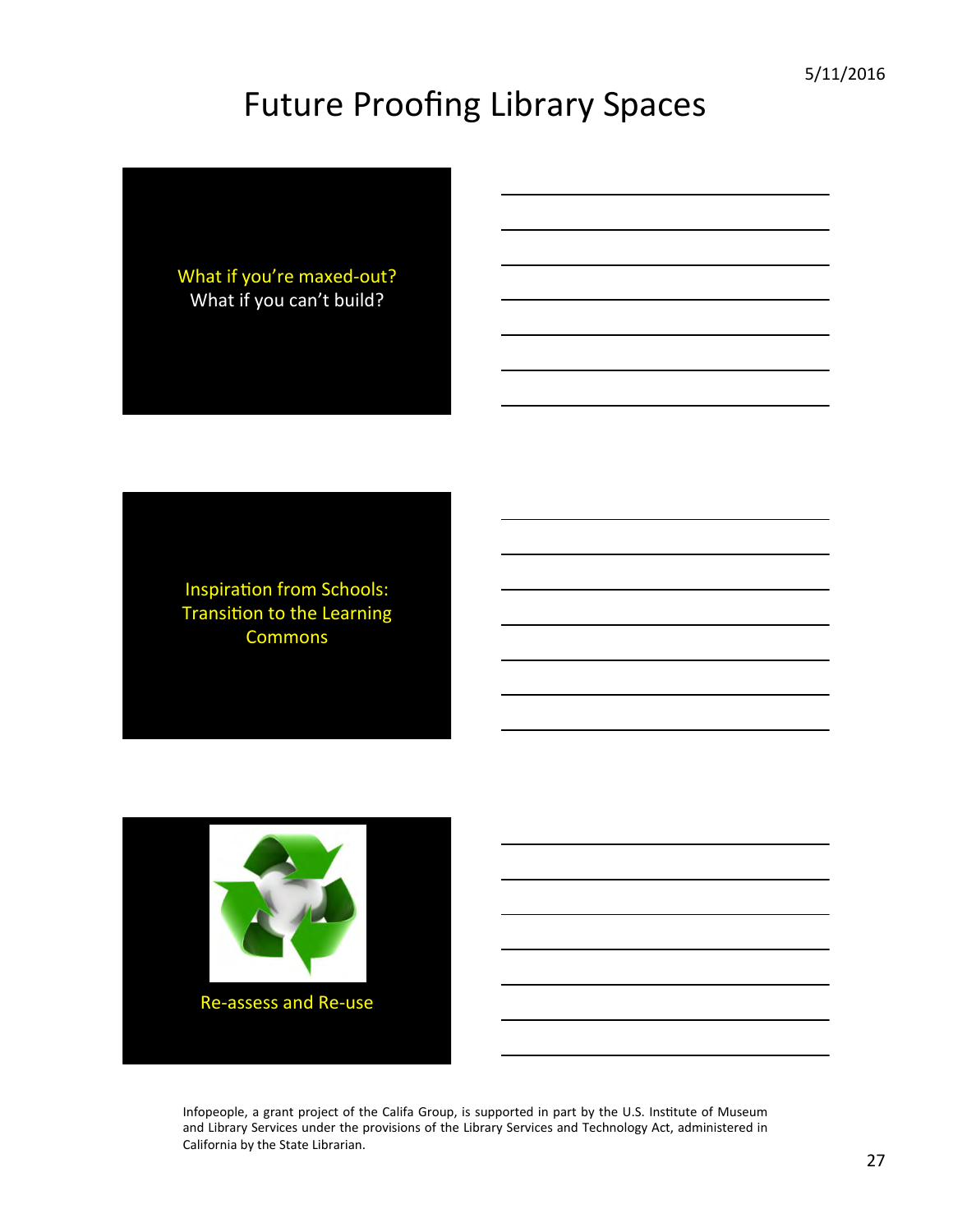# Future Proofing Library Spaces

What if you're maxed-out?
What if you can't build?

Inspiration from Schools:
Transition to the Learning Commons

Re-assess and Re-use

Infopeople, a grant project of the Califa Group, is supported in part by the U.S. Institute of Museum and Library Services under the provisions of the Library Services and Technology Act, administered in California by the State Librarian.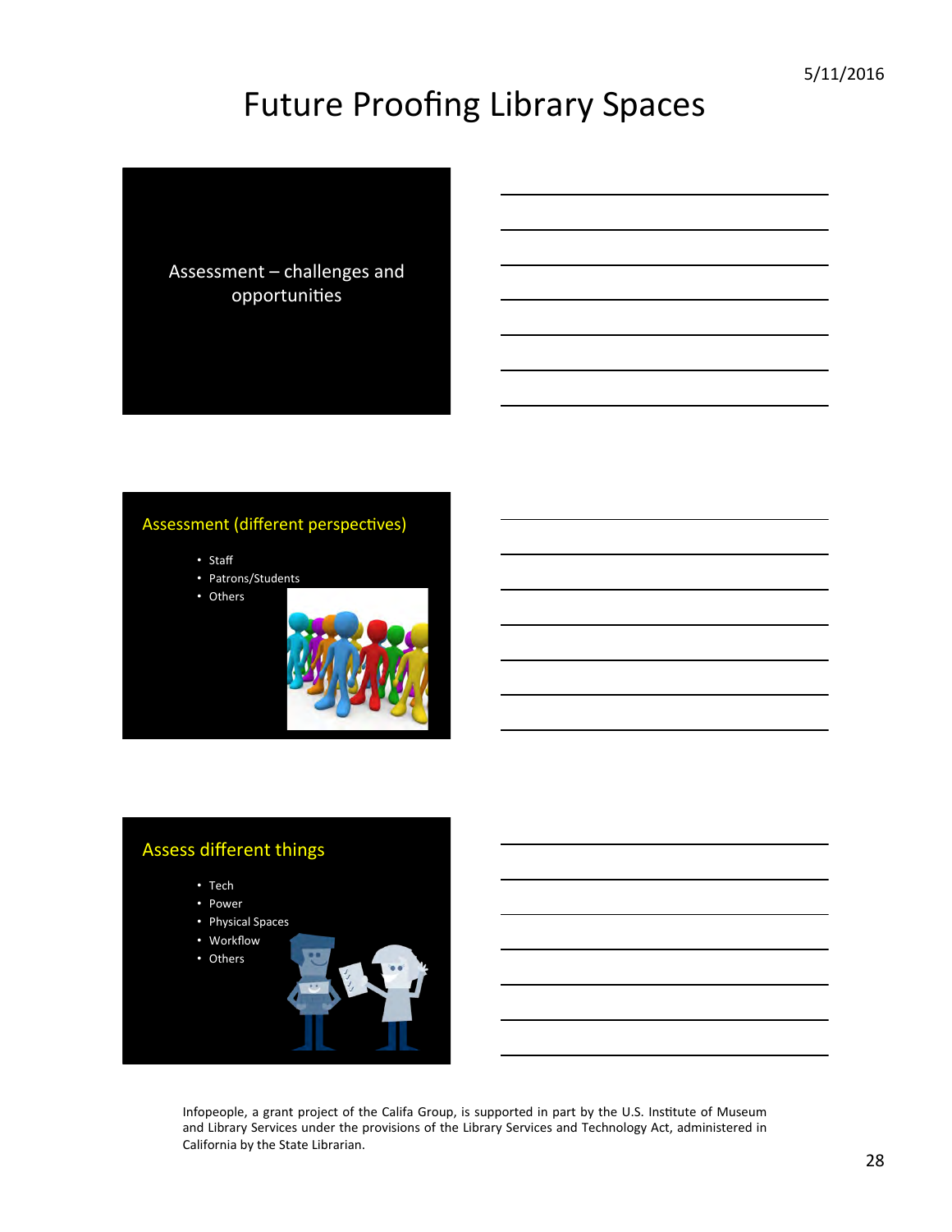# Future Proofing Library Spaces

Assessment – challenges and opportunities

## Assessment (different perspectives)

- Staff
- Patrons/Students
- Others

## Assess different things

- Tech
- Power
- Physical Spaces
- Workflow
- Others

Infopeople, a grant project of the Califa Group, is supported in part by the U.S. Institute of Museum and Library Services under the provisions of the Library Services and Technology Act, administered in California by the State Librarian.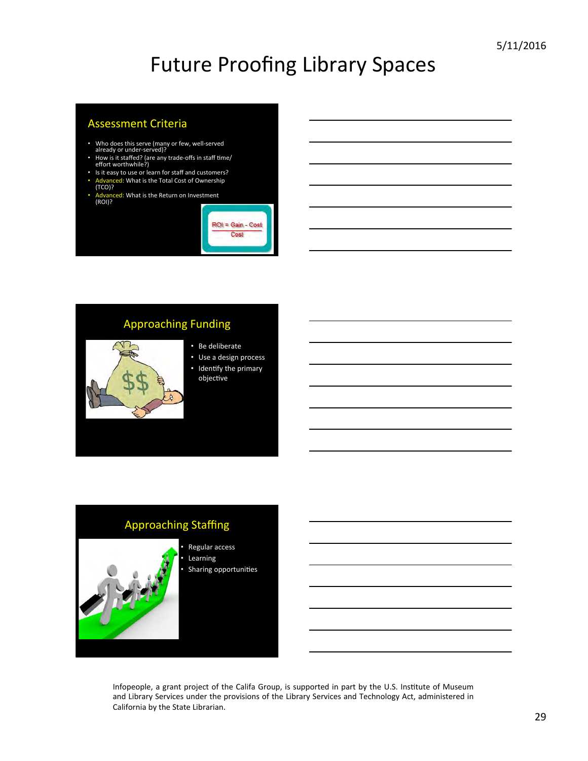# Future Proofing Library Spaces

## Assessment Criteria

- Who does this serve (many or few, well-served already or under-served)?
- How is it staffed? (are any trade-offs in staff time/effort worthwhile?)
- Is it easy to use or learn for staff and customers?
- Advanced: What is the Total Cost of Ownership (TCO)?
- Advanced: What is the Return on Investment (ROI)?

$$ROI = \frac{Gain - Cost}{Cost}$$

## Approaching Funding

- Be deliberate
- Use a design process
- Identify the primary objective

## Approaching Staffing

- Regular access
- Learning
- Sharing opportunities

Infopeople, a grant project of the Califa Group, is supported in part by the U.S. Institute of Museum and Library Services under the provisions of the Library Services and Technology Act, administered in California by the State Librarian.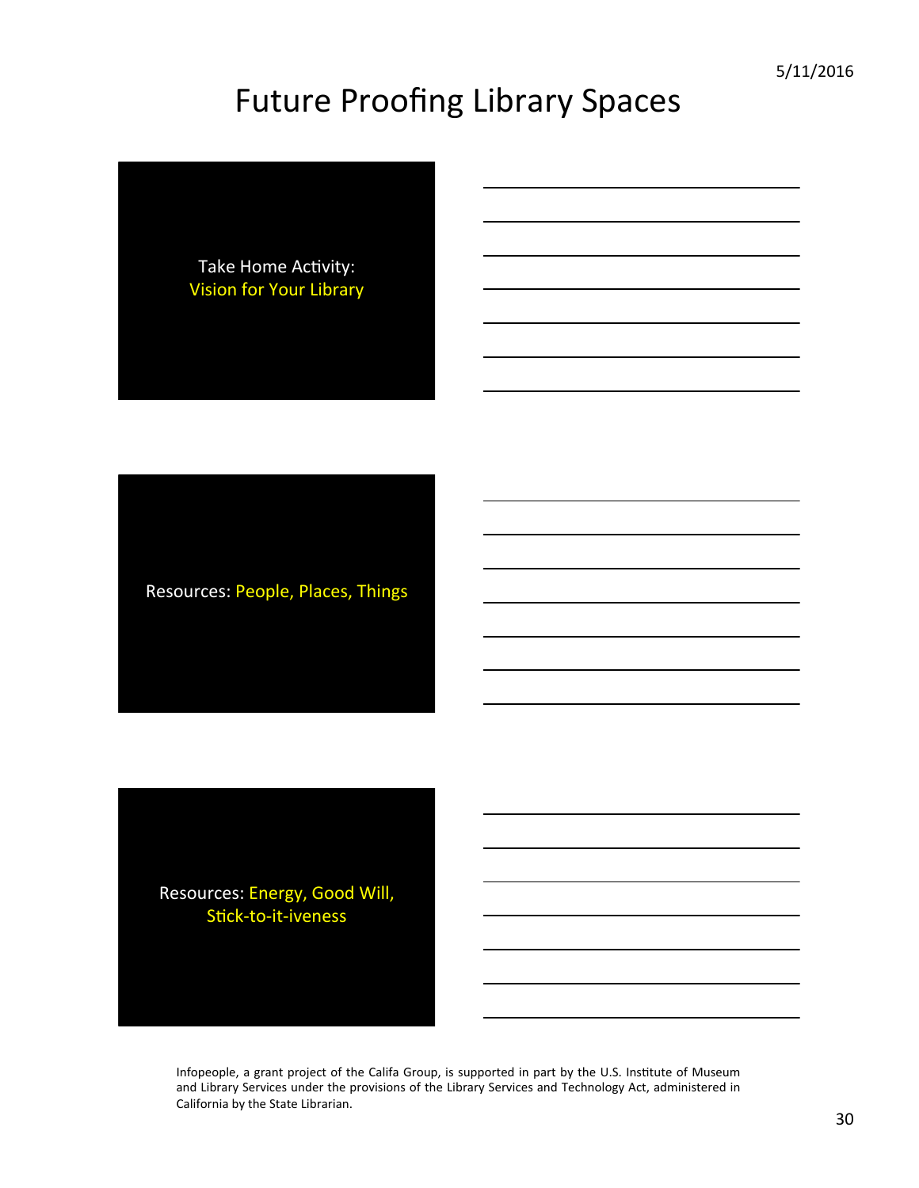# Future Proofing Library Spaces

Take Home Activity:
Vision for Your Library

Resources: People, Places, Things

Resources: Energy, Good Will, Stick-to-it-iveness

Infopeople, a grant project of the Califa Group, is supported in part by the U.S. Institute of Museum and Library Services under the provisions of the Library Services and Technology Act, administered in California by the State Librarian.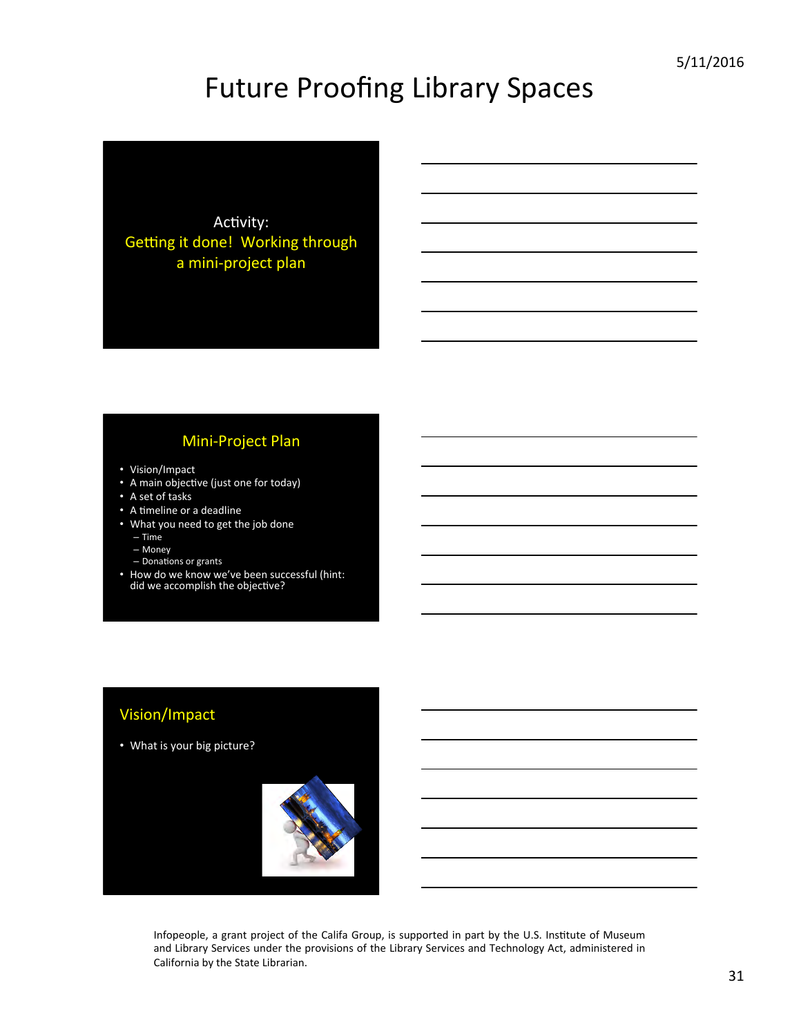# Future Proofing Library Spaces

Activity:
Getting it done! Working through a mini-project plan

## Mini-Project Plan

- Vision/Impact
- A main objective (just one for today)
- A set of tasks
- A timeline or a deadline
- What you need to get the job done
  - Time
  - Money
  - Donations or grants
- How do we know we've been successful (hint: did we accomplish the objective?

## Vision/Impact

- What is your big picture?

Infopeople, a grant project of the Califa Group, is supported in part by the U.S. Institute of Museum and Library Services under the provisions of the Library Services and Technology Act, administered in California by the State Librarian.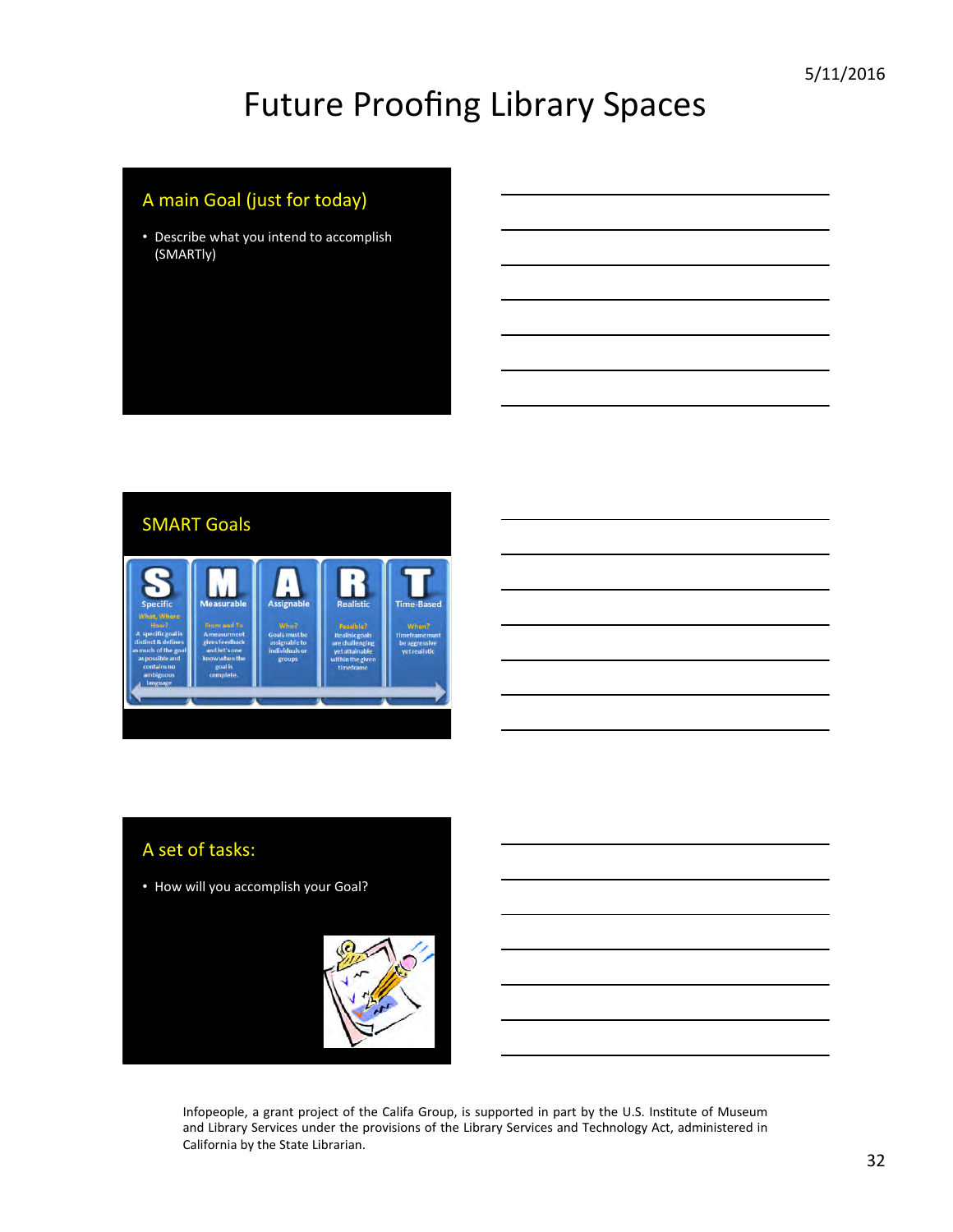# Future Proofing Library Spaces

## A main Goal (just for today)

- Describe what you intend to accomplish (SMARTly)

## SMART Goals

| S | M | A | R | T |
|---|---|---|---|---|
| Specific | Measurable | Assignable | Realistic | Time-Based |
| What, Where How? | From and To | Who? | Feasible? | When? |
| A specific goal is distinct & defines as much of the goal as possible and contains no ambiguous language | A measurement gives feedback and let's one know when the goal is complete. | Goals must be assignable to individuals or groups | Realistic goals are challenging yet attainable within the given timeframe | Timeframe must be aggressive yet realistic |

## A set of tasks:

- How will you accomplish your Goal?

Infopeople, a grant project of the Califa Group, is supported in part by the U.S. Institute of Museum and Library Services under the provisions of the Library Services and Technology Act, administered in California by the State Librarian.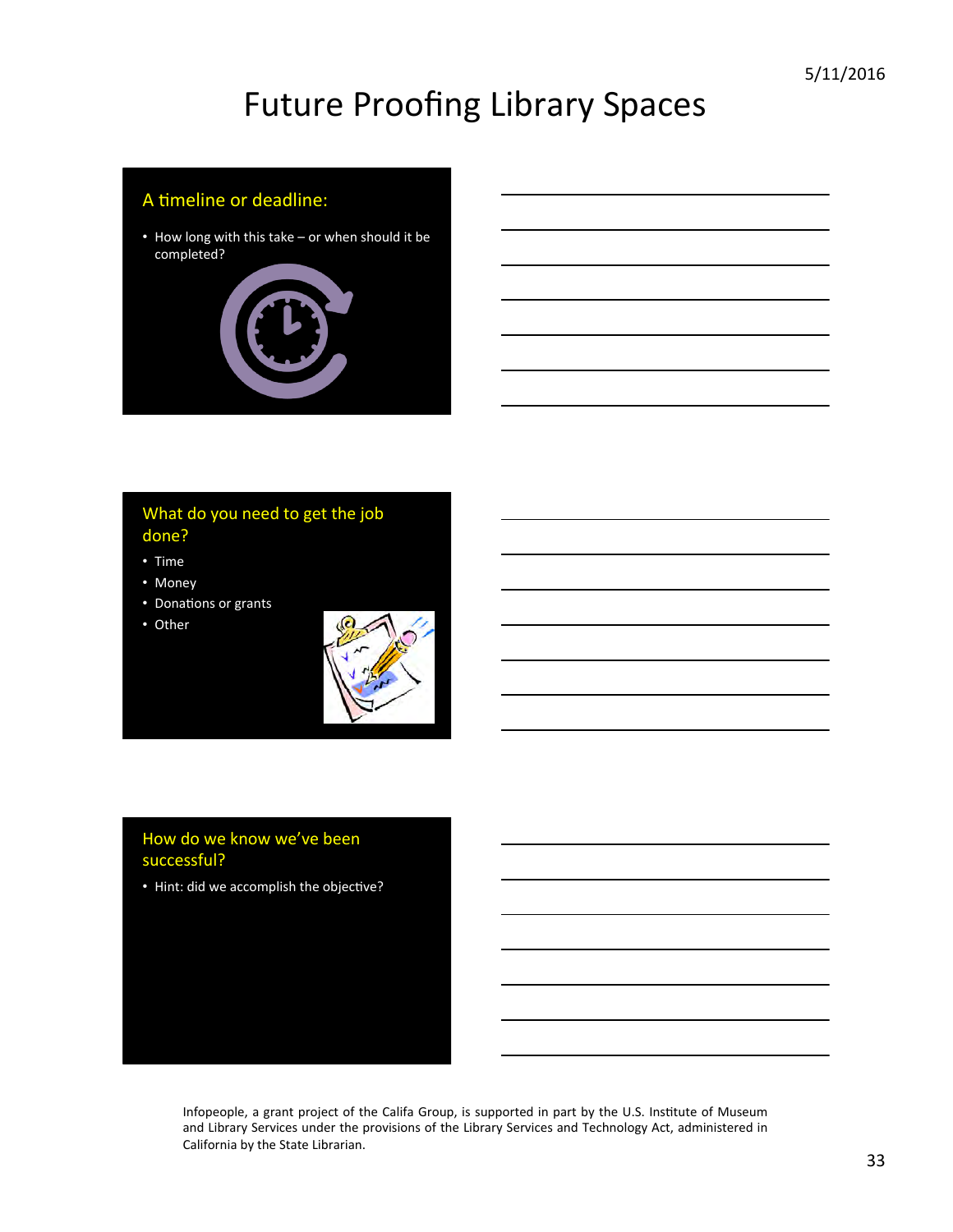# Future Proofing Library Spaces

## A timeline or deadline:

- How long with this take – or when should it be completed?

## What do you need to get the job done?

- Time
- Money
- Donations or grants
- Other

## How do we know we've been successful?

- Hint: did we accomplish the objective?

Infopeople, a grant project of the Califa Group, is supported in part by the U.S. Institute of Museum and Library Services under the provisions of the Library Services and Technology Act, administered in California by the State Librarian.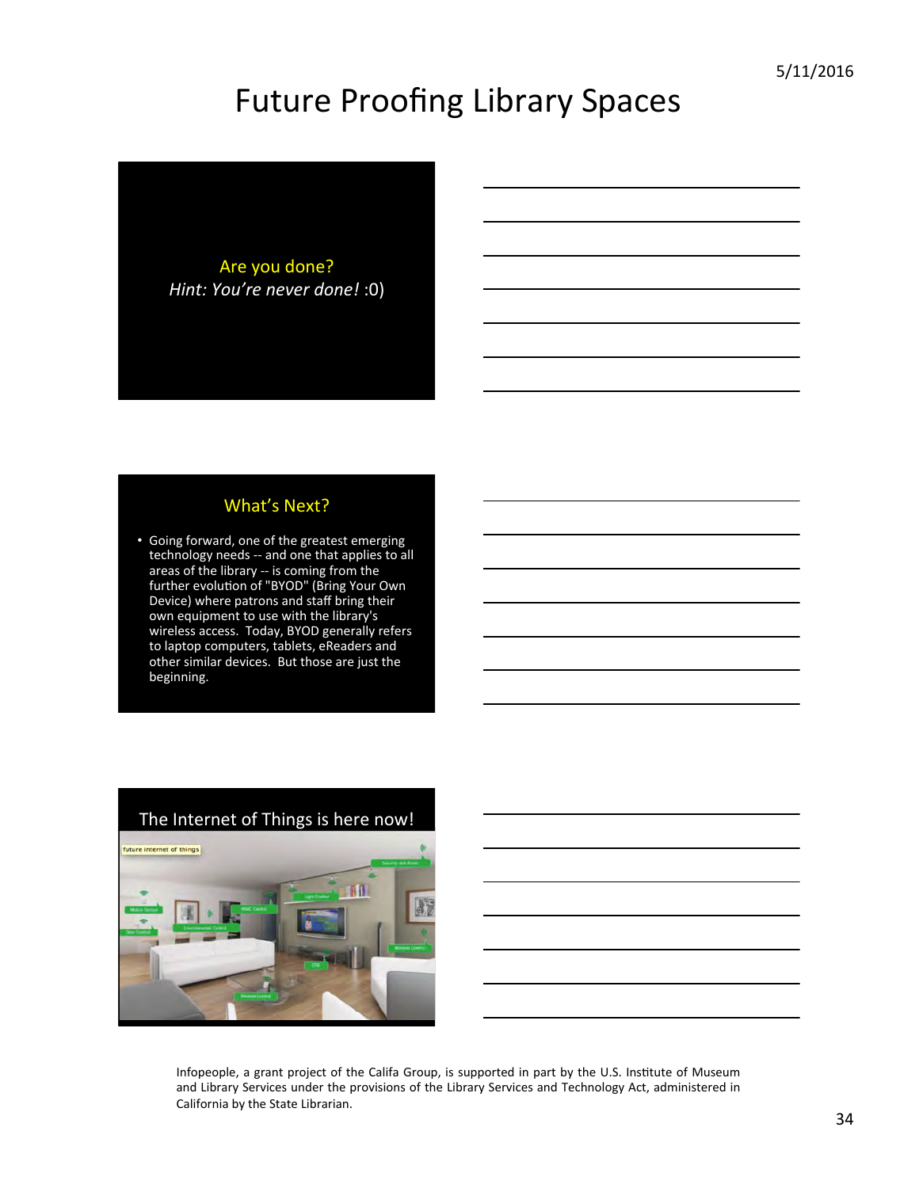# Future Proofing Library Spaces

Are you done?

*Hint: You're never done!* :0)

## What's Next?

- Going forward, one of the greatest emerging technology needs -- and one that applies to all areas of the library -- is coming from the further evolution of "BYOD" (Bring Your Own Device) where patrons and staff bring their own equipment to use with the library's wireless access. Today, BYOD generally refers to laptop computers, tablets, eReaders and other similar devices. But those are just the beginning.

## The Internet of Things is here now!

Infopeople, a grant project of the Califa Group, is supported in part by the U.S. Institute of Museum and Library Services under the provisions of the Library Services and Technology Act, administered in California by the State Librarian.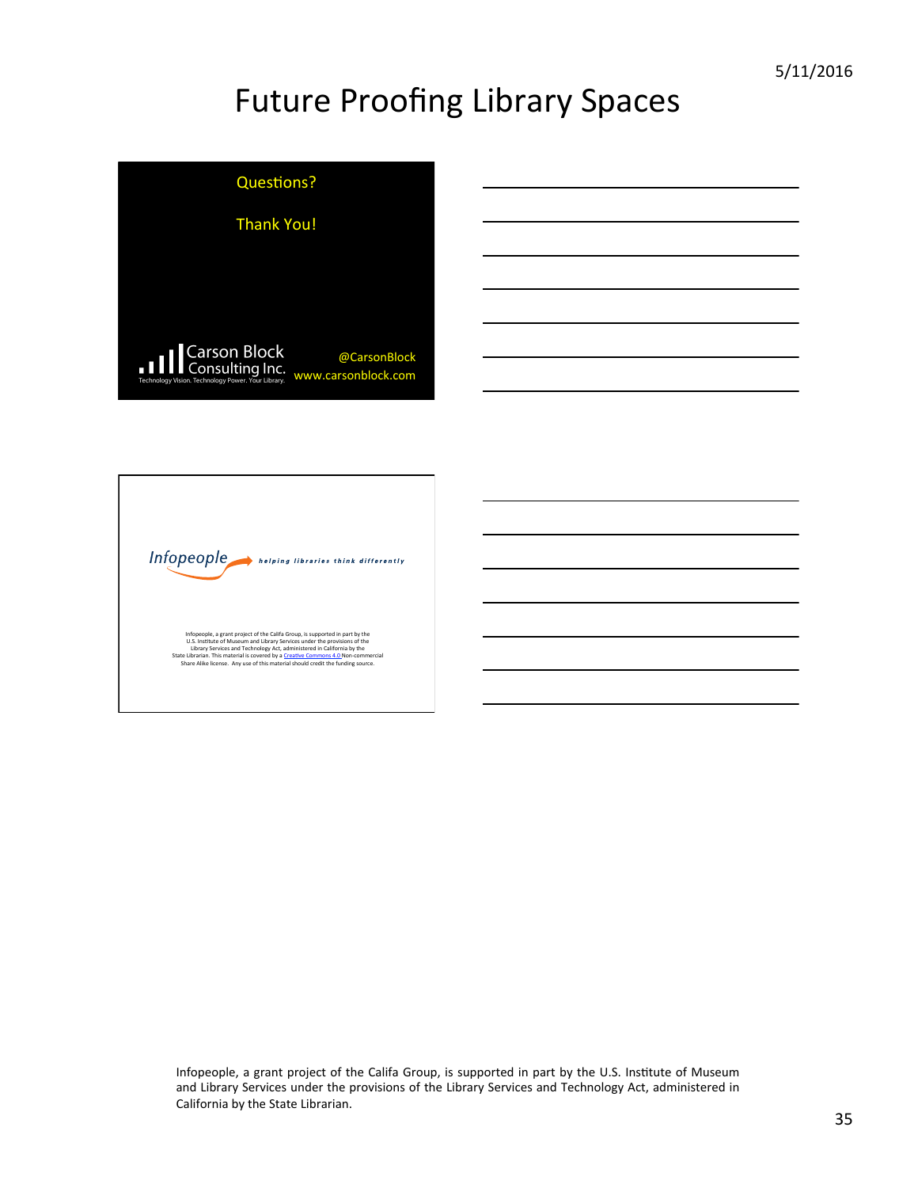Questions?

Thank You!

Carson Block Consulting Inc.
Technology Vision. Technology Power. Your Library.

@CarsonBlock
www.carsonblock.com

Infopeople helping libraries think differently

Infopeople, a grant project of the Califa Group, is supported in part by the U.S. Institute of Museum and Library Services under the provisions of the Library Services and Technology Act, administered in California by the State Librarian. This material is covered by a Creative Commons 4.0 Non-commercial Share Alike license. Any use of this material should credit the funding source.

Infopeople, a grant project of the Califa Group, is supported in part by the U.S. Institute of Museum and Library Services under the provisions of the Library Services and Technology Act, administered in California by the State Librarian.